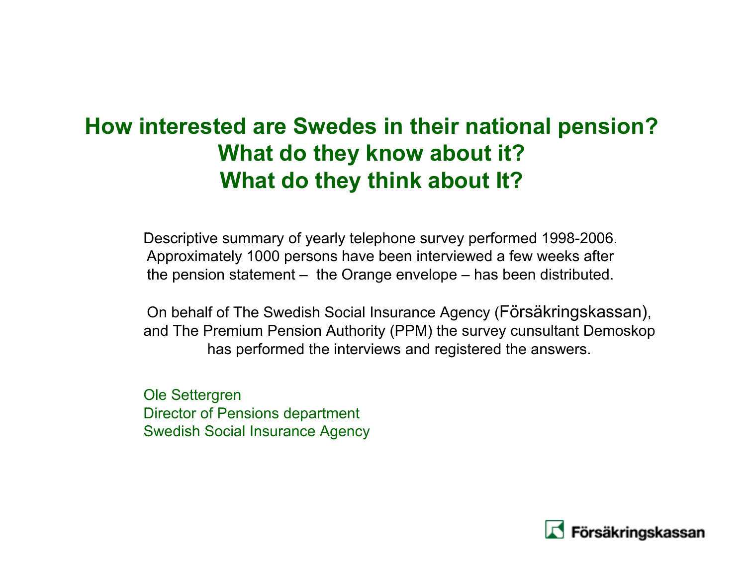# How interested are Swedes in their national pension?
# What do they know about it?
# What do they think about It?

Descriptive summary of yearly telephone survey performed 1998-2006. Approximately 1000 persons have been interviewed a few weeks after the pension statement – the Orange envelope – has been distributed.

On behalf of The Swedish Social Insurance Agency (Försäkringskassan), and The Premium Pension Authority (PPM) the survey cunsultant Demoskop has performed the interviews and registered the answers.

Ole Settergren
Director of Pensions department
Swedish Social Insurance Agency

Försäkringskassan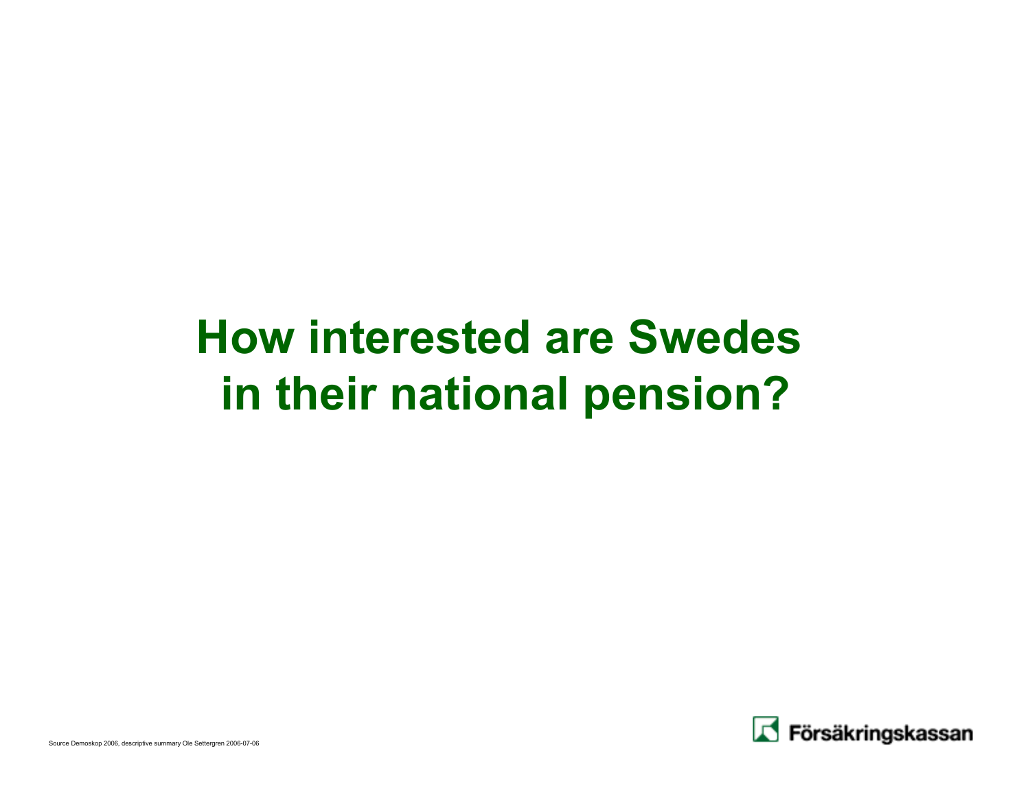# How interested are Swedes in their national pension?

Source Demoskop 2006, descriptive summary Ole Settergren 2006-07-06

Försäkringskassan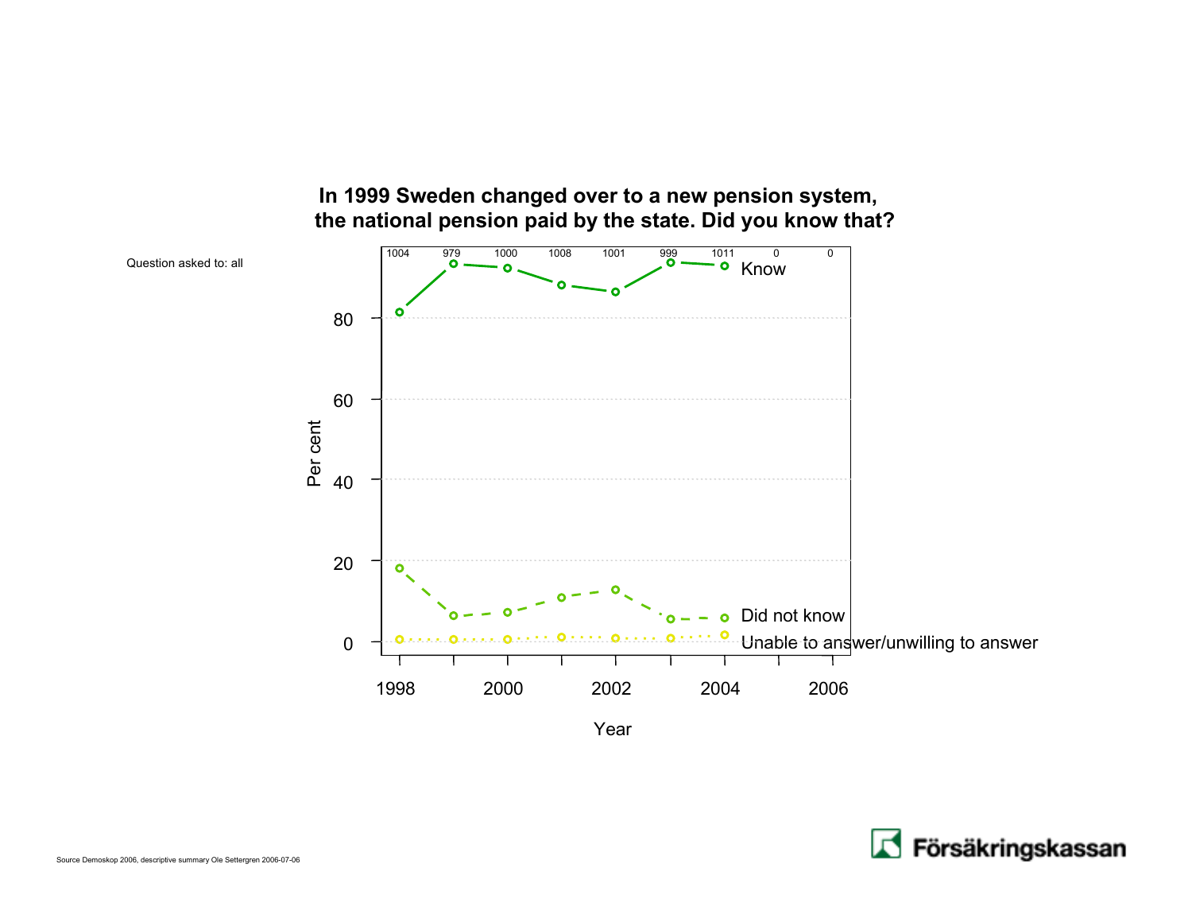# In 1999 Sweden changed over to a new pension system, the national pension paid by the state. Did you know that?

Question asked to: all

| Year | 1998 | 1999 | 2000 | 2001 | 2002 | 2003 | 2004 | 2005 | 2006 |
|---|---|---|---|---|---|---|---|---|---|
| n | 1004 | 979 | 1000 | 1008 | 1001 | 999 | 1011 | 0 | 0 |

Per cent

Year

Know

Did not know

Unable to answer/unwilling to answer

Source Demoskop 2006, descriptive summary Ole Settergren 2006-07-06

Försäkringskassan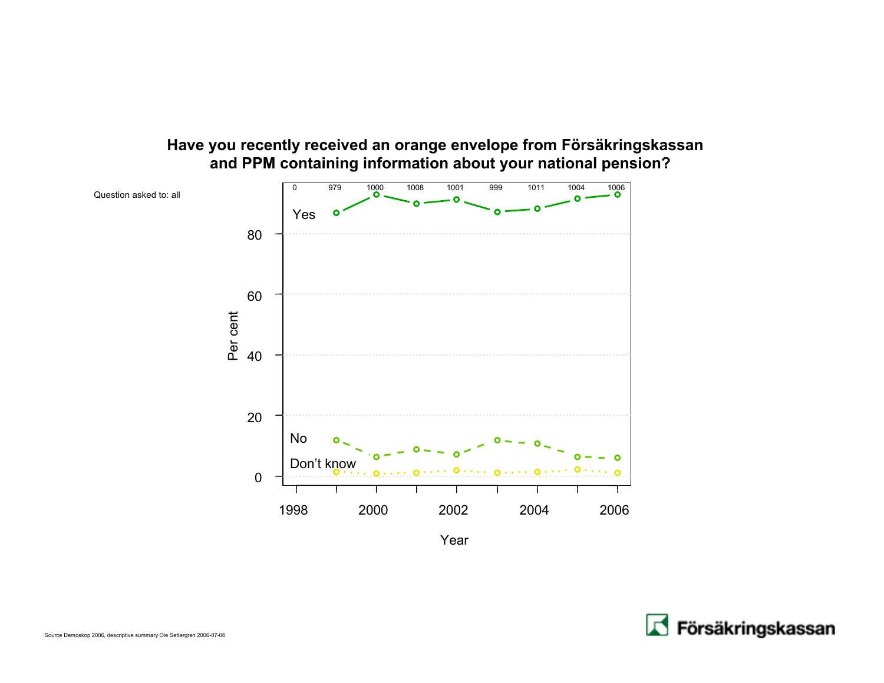# Have you recently received an orange envelope from Försäkringskassan and PPM containing information about your national pension?

Question asked to: all

Source Demoskop 2006, descriptive summary Ole Settergren 2006-07-06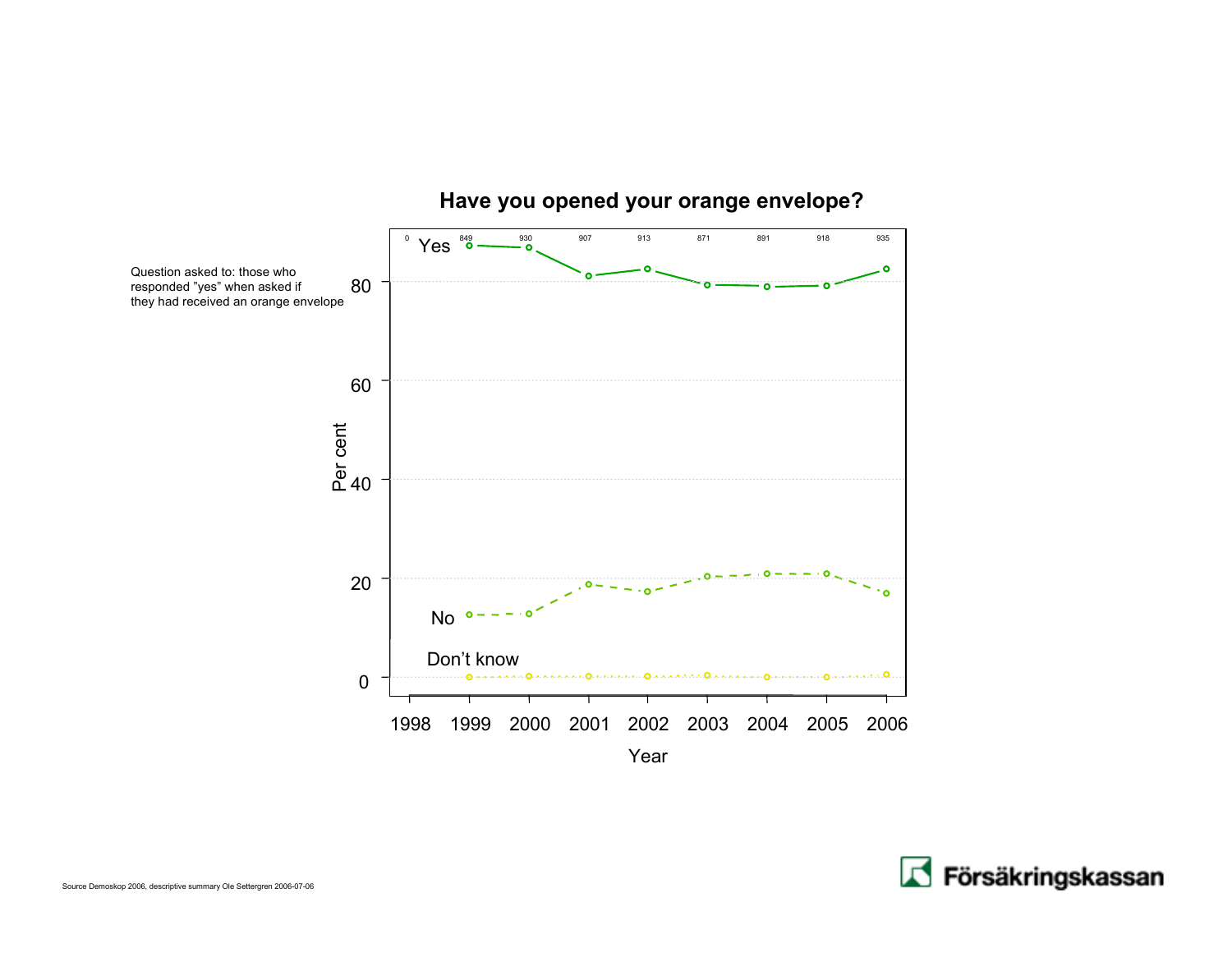## Have you opened your orange envelope?

Question asked to: those who responded "yes" when asked if they had received an orange envelope

| Year | 1998 | 1999 | 2000 | 2001 | 2002 | 2003 | 2004 | 2005 | 2006 |
|---|---|---|---|---|---|---|---|---|---|
| n | 0 | 849 | 930 | 907 | 913 | 871 | 891 | 918 | 935 |

Per cent

Yes

No

Don't know

Year

Source Demoskop 2006, descriptive summary Ole Settergren 2006-07-06

Försäkringskassan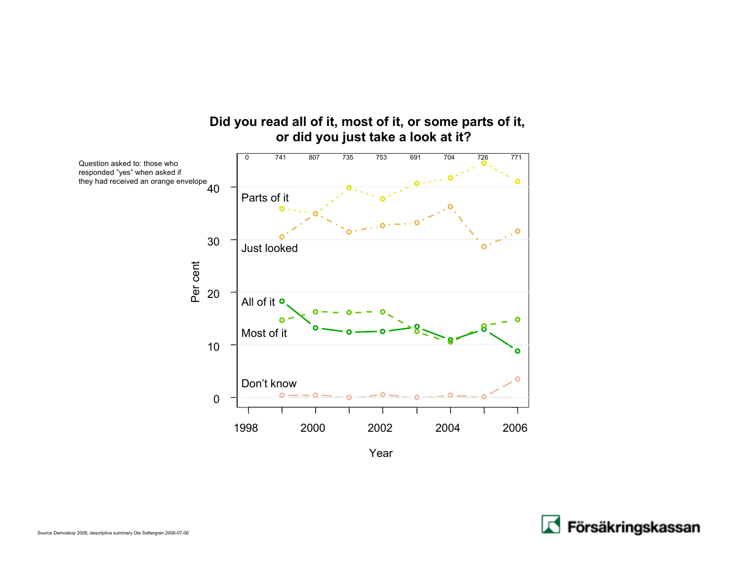## Did you read all of it, most of it, or some parts of it, or did you just take a look at it?

Question asked to: those who responded "yes" when asked if they had received an orange envelope

| | 0 | 741 | 807 | 735 | 753 | 691 | 704 | 726 | 771 |
|---|---|---|---|---|---|---|---|---|---|

Parts of it

Just looked

All of it

Most of it

Don't know

Per cent: 0, 10, 20, 30, 40

Year: 1998, 2000, 2002, 2004, 2006

Source Demoskop 2006, descriptive summary Ole Settergren 2006-07-06

Försäkringskassan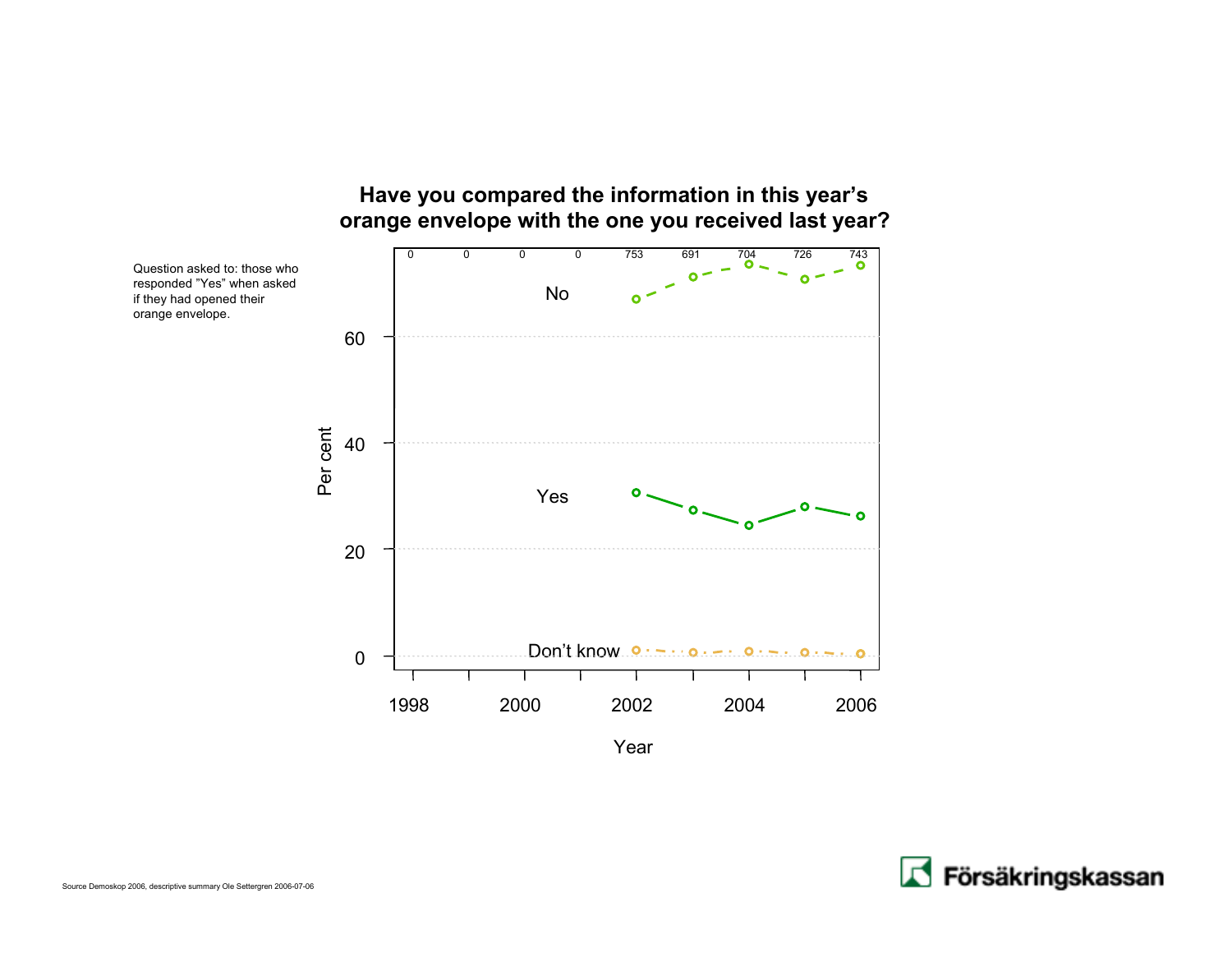## Have you compared the information in this year's orange envelope with the one you received last year?

Question asked to: those who responded "Yes" when asked if they had opened their orange envelope.

| Year | 1998 | 1999 | 2000 | 2001 | 2002 | 2003 | 2004 | 2005 | 2006 |
|---|---|---|---|---|---|---|---|---|---|
| n | 0 | 0 | 0 | 0 | 753 | 691 | 704 | 726 | 743 |

No

Yes

Don't know

Per cent

Year

Source Demoskop 2006, descriptive summary Ole Settergren 2006-07-06

Försäkringskassan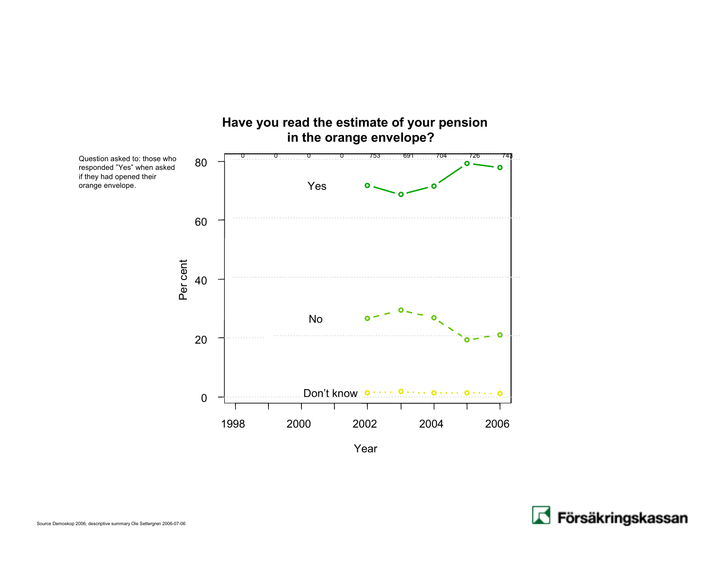## Have you read the estimate of your pension in the orange envelope?

Question asked to: those who responded "Yes" when asked if they had opened their orange envelope.

Source Demoskop 2006, descriptive summary Ole Settergren 2006-07-06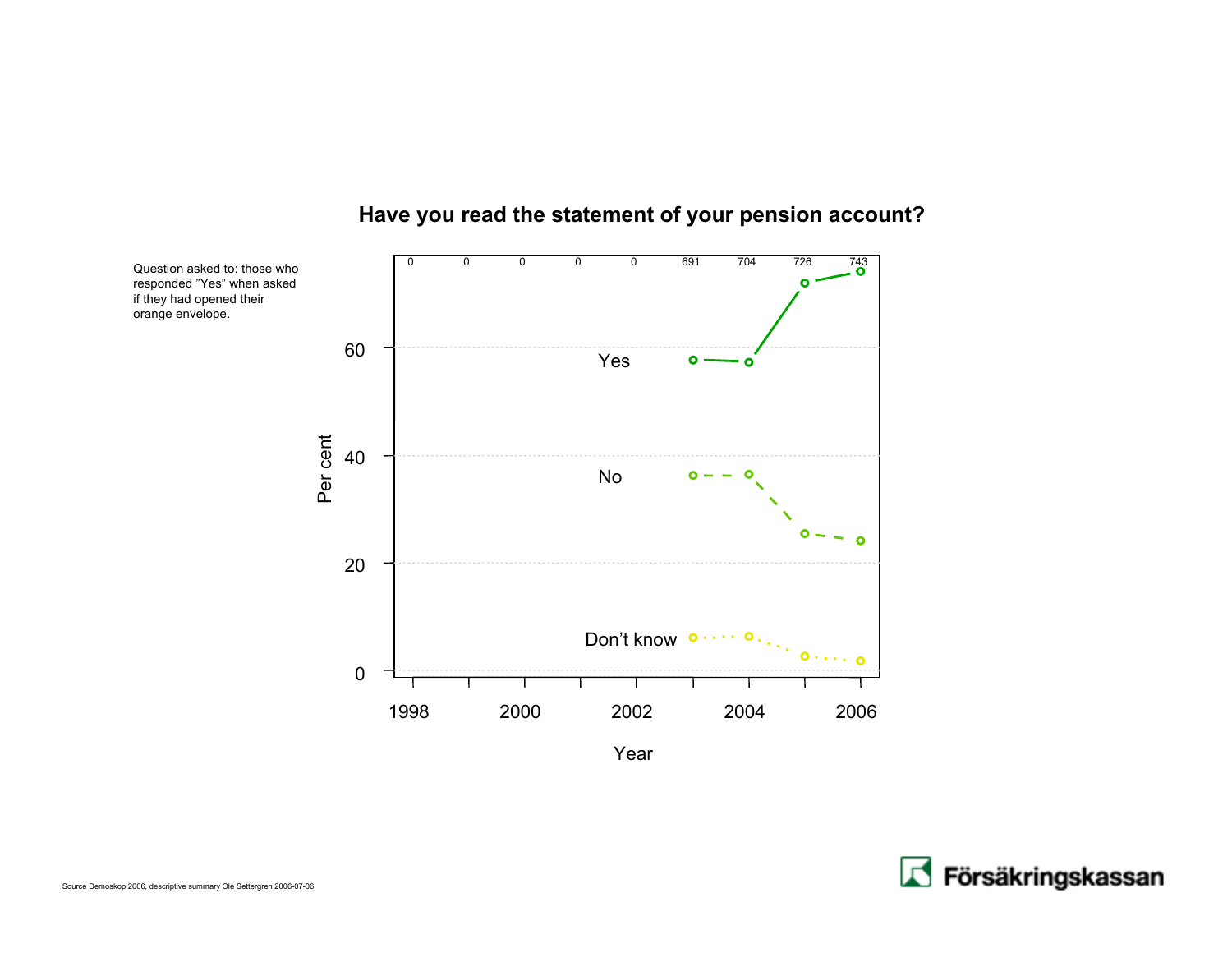# Have you read the statement of your pension account?

Question asked to: those who responded "Yes" when asked if they had opened their orange envelope.

Source Demoskop 2006, descriptive summary Ole Settergren 2006-07-06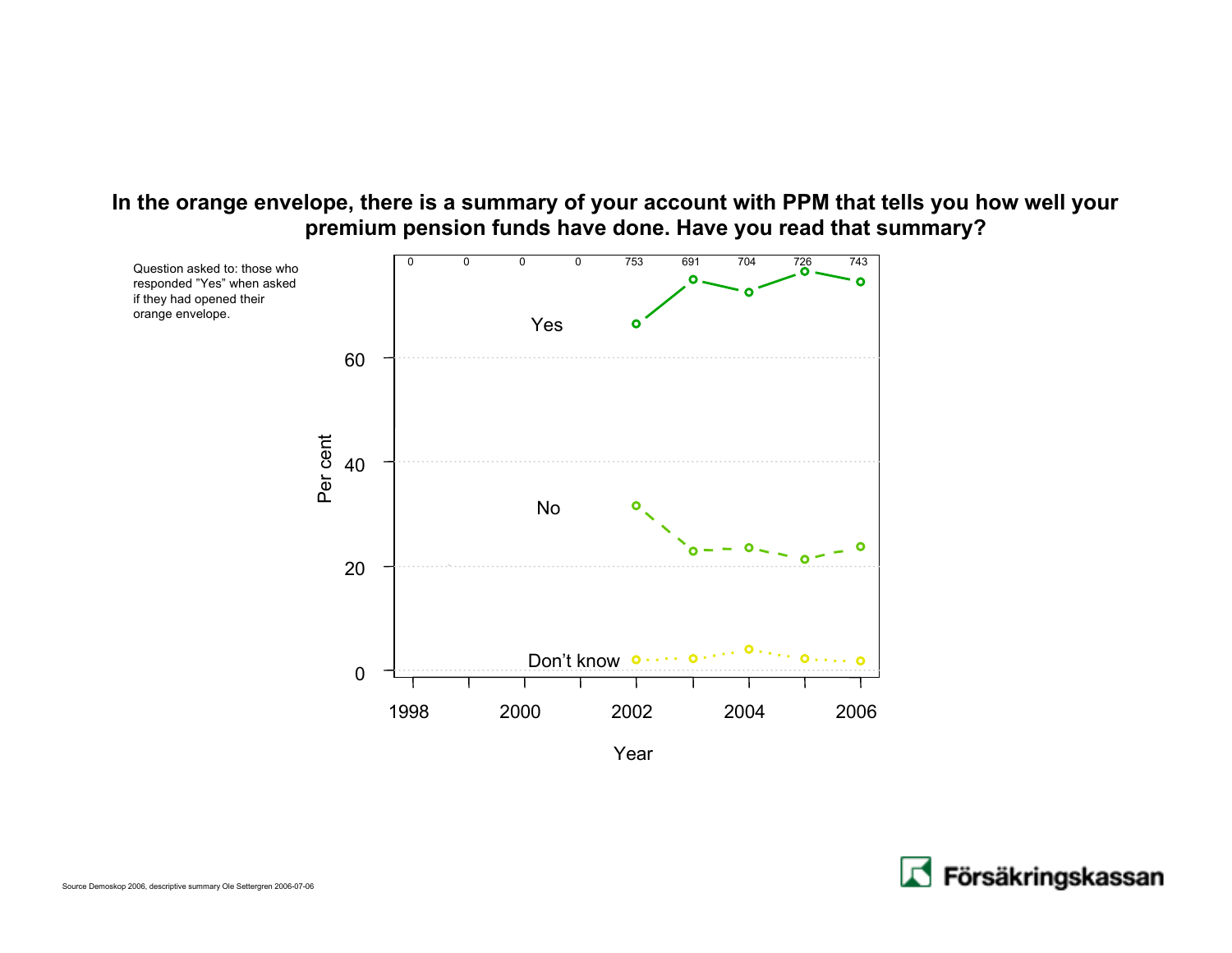## In the orange envelope, there is a summary of your account with PPM that tells you how well your premium pension funds have done. Have you read that summary?

Question asked to: those who responded "Yes" when asked if they had opened their orange envelope.

| | 1998 | | 2000 | | 2002 | | 2004 | | 2006 |
|---|---|---|---|---|---|---|---|---|---|
| n | 0 | 0 | 0 | 0 | 753 | 691 | 704 | 726 | 743 |

Per cent

Yes

No

Don't know

Year

Source Demoskop 2006, descriptive summary Ole Settergren 2006-07-06

Försäkringskassan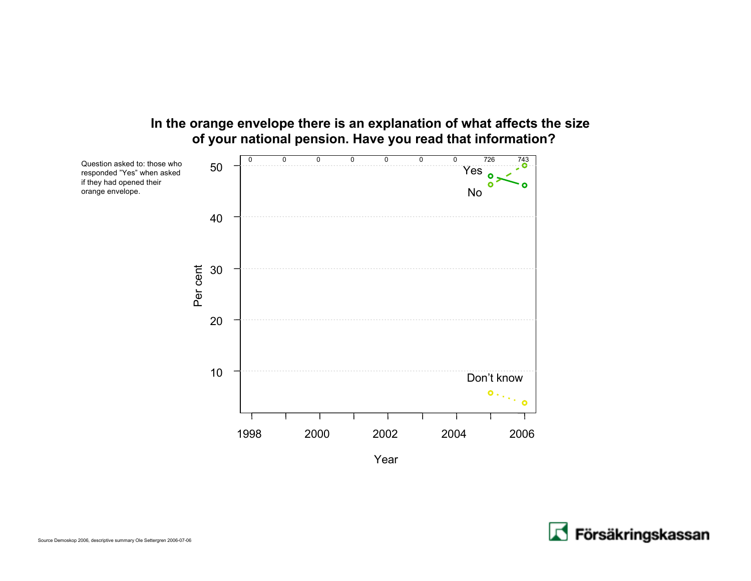## In the orange envelope there is an explanation of what affects the size of your national pension. Have you read that information?

Question asked to: those who responded "Yes" when asked if they had opened their orange envelope.

| | 1998 | 1999 | 2000 | 2001 | 2002 | 2003 | 2004 | 2005 | 2006 |
|---|---|---|---|---|---|---|---|---|---|
| n | 0 | 0 | 0 | 0 | 0 | 0 | 0 | 726 | 743 |

Per cent

Yes

No

Don't know

Year

Source Demoskop 2006, descriptive summary Ole Settergren 2006-07-06

Försäkringskassan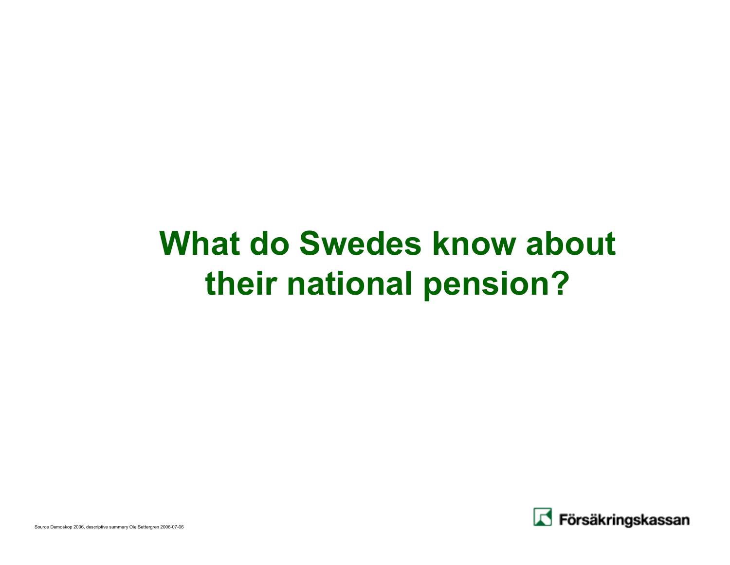# What do Swedes know about their national pension?

Source Demoskop 2006, descriptive summary Ole Settergren 2006-07-06

Försäkringskassan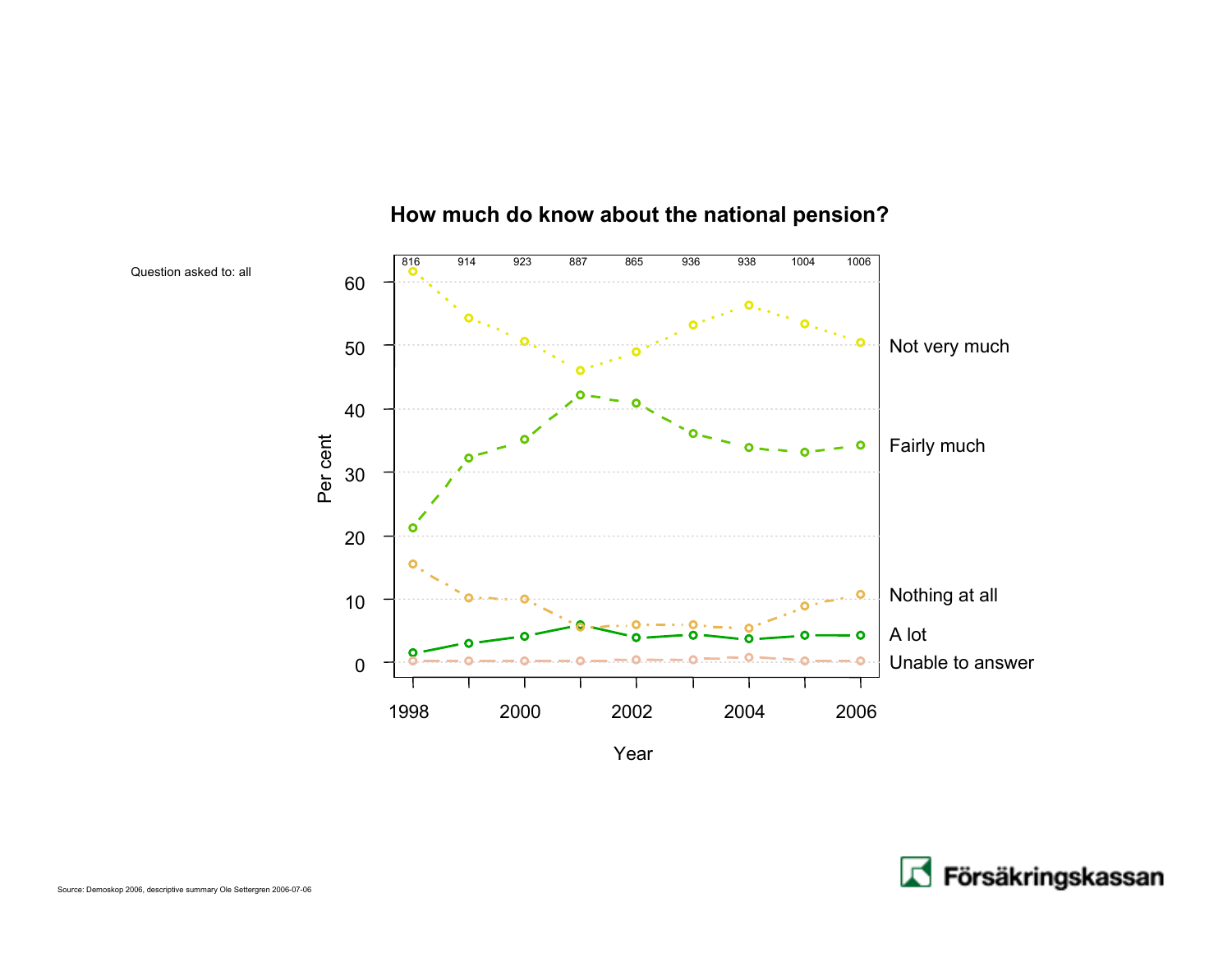## How much do know about the national pension?

Question asked to: all

| Year | 1998 | 1999 | 2000 | 2001 | 2002 | 2003 | 2004 | 2005 | 2006 |
|---|---|---|---|---|---|---|---|---|---|
| n | 816 | 914 | 923 | 887 | 865 | 936 | 938 | 1004 | 1006 |

Per cent

Not very much

Fairly much

Nothing at all

A lot

Unable to answer

Year

Source: Demoskop 2006, descriptive summary Ole Settergren 2006-07-06

Försäkringskassan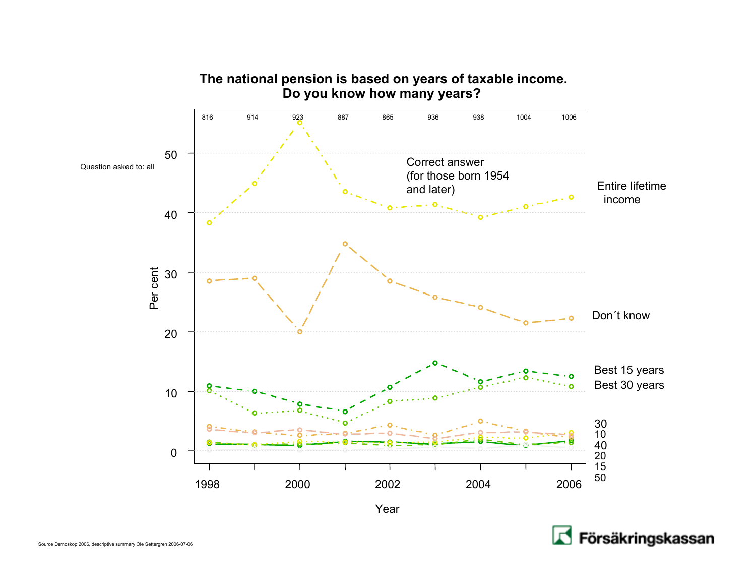# The national pension is based on years of taxable income. Do you know how many years?

Question asked to: all

816 914 923 887 865 936 938 1004 1006

Correct answer (for those born 1954 and later)

Entire lifetime income

Don´t know

Best 15 years

Best 30 years

30
10
40
20
15
50

Per cent

Year

Source Demoskop 2006, descriptive summary Ole Settergren 2006-07-06

Försäkringskassan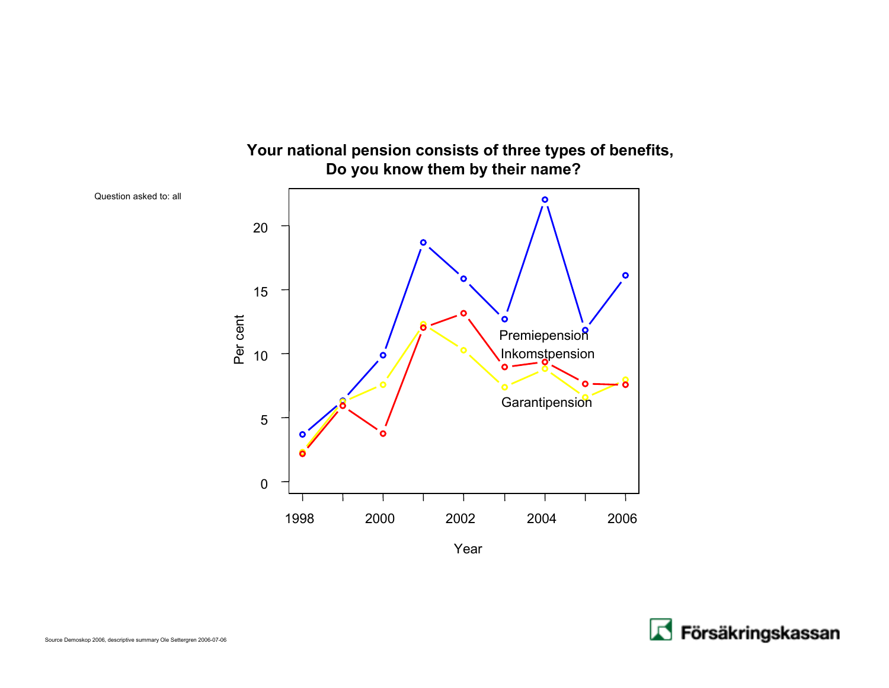## Your national pension consists of three types of benefits, Do you know them by their name?

Question asked to: all

Source Demoskop 2006, descriptive summary Ole Settergren 2006-07-06

Försäkringskassan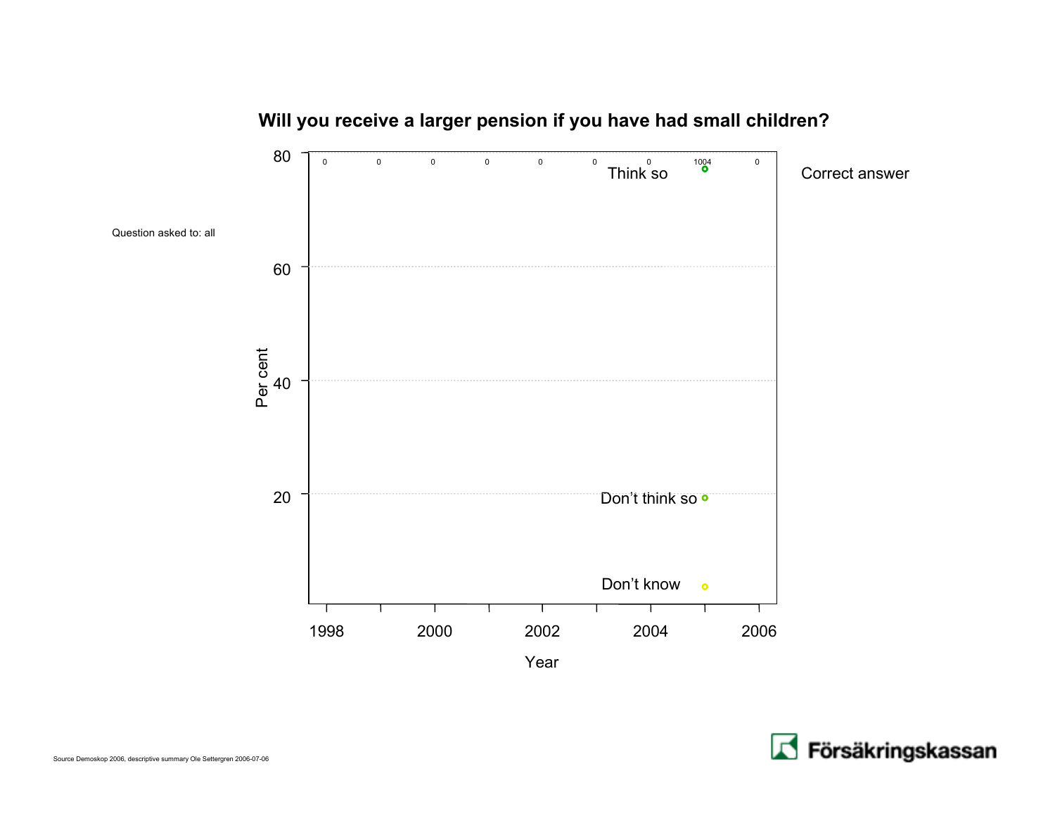## Will you receive a larger pension if you have had small children?

Question asked to: all

| | 1998 | | 2000 | | 2002 | | 2004 | | 2006 |
|---|---|---|---|---|---|---|---|---|---|
| N | 0 | 0 | 0 | 0 | 0 | 0 | 0 | 1004 | 0 |

Per cent

Year

Think so

Don't think so

Don't know

Correct answer

Source Demoskop 2006, descriptive summary Ole Settergren 2006-07-06

Försäkringskassan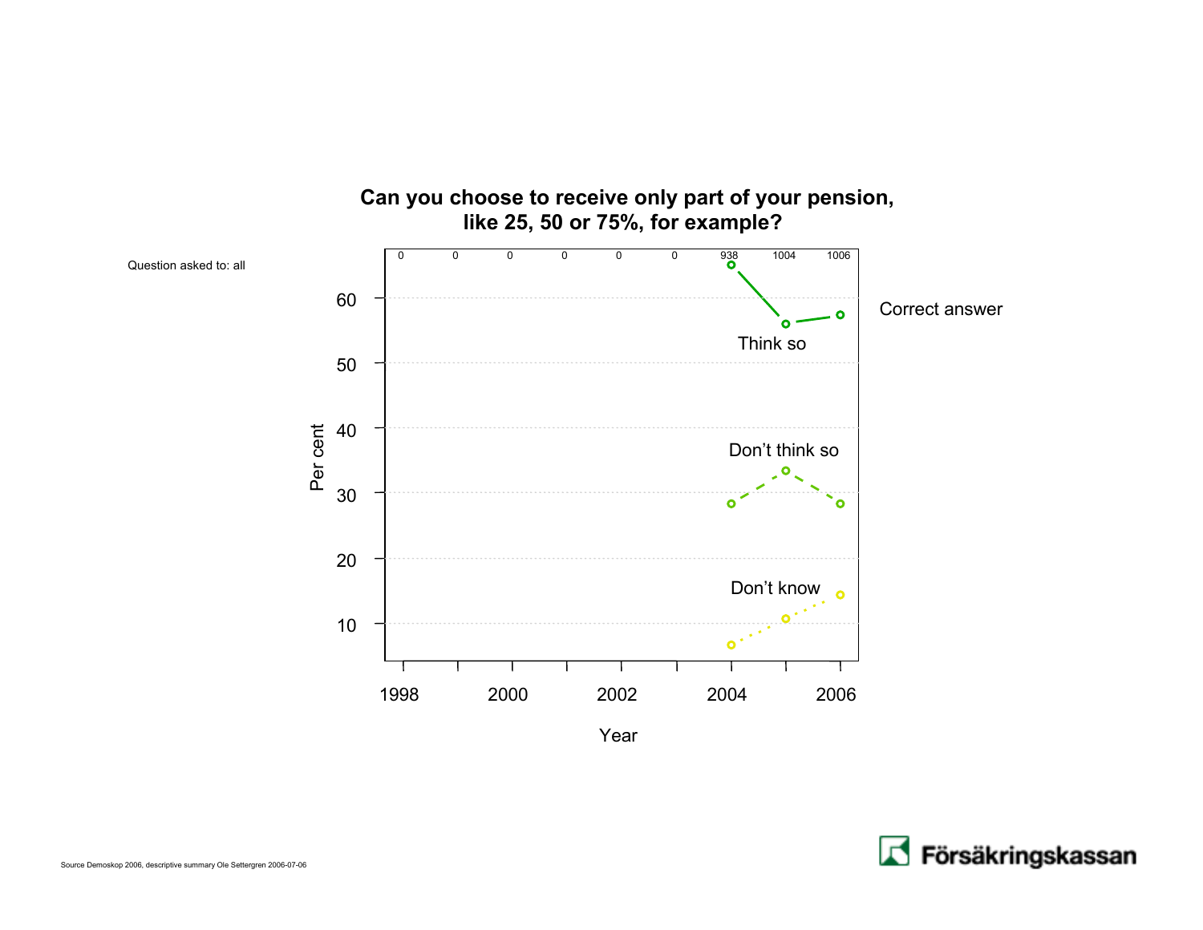**Can you choose to receive only part of your pension, like 25, 50 or 75%, for example?**

Question asked to: all

| Year | 1998 | 1999 | 2000 | 2001 | 2002 | 2003 | 2004 | 2005 | 2006 |
|---|---|---|---|---|---|---|---|---|---|
| n | 0 | 0 | 0 | 0 | 0 | 0 | 938 | 1004 | 1006 |

Per cent

Think so — Correct answer

Don't think so

Don't know

Year

Source Demoskop 2006, descriptive summary Ole Settergren 2006-07-06

Försäkringskassan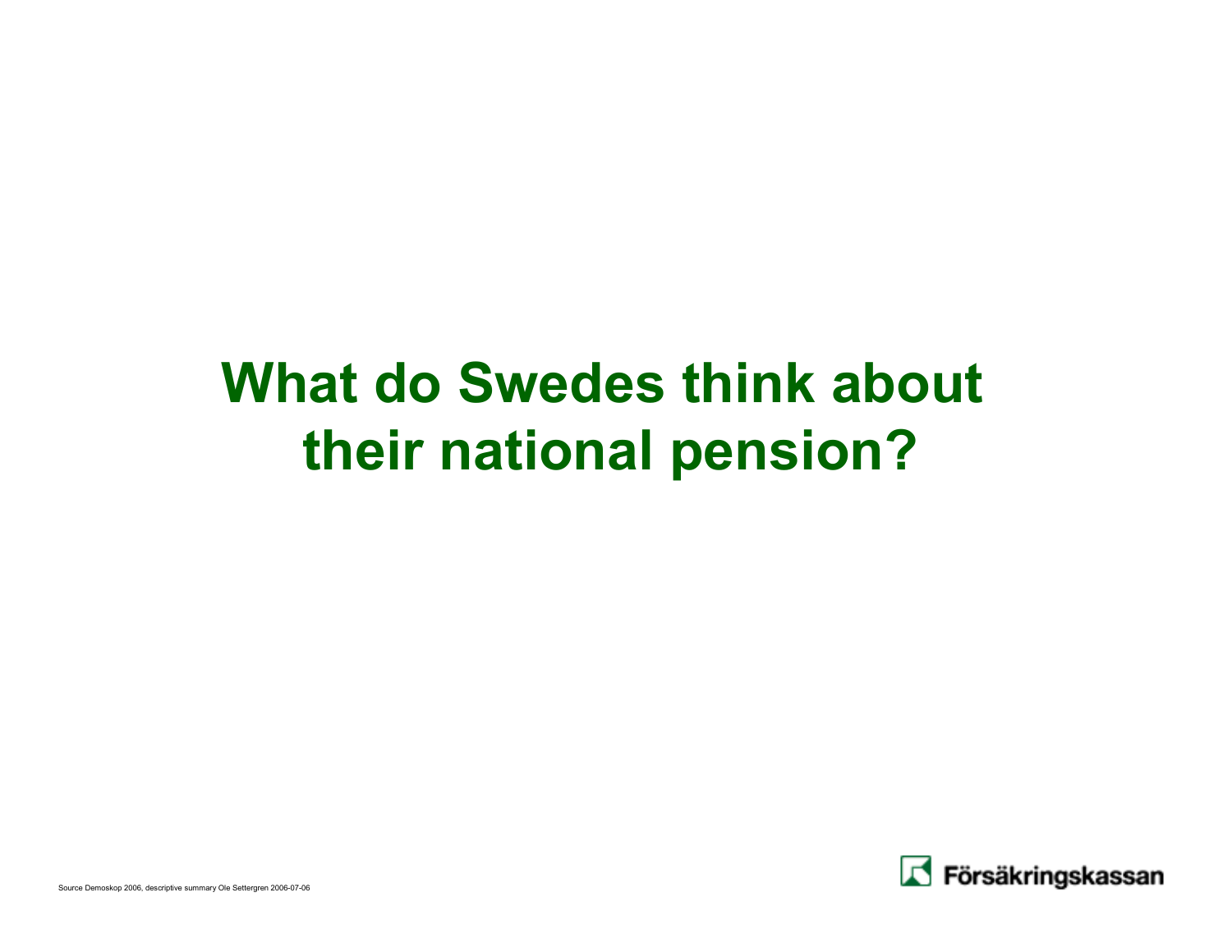# What do Swedes think about their national pension?

Source Demoskop 2006, descriptive summary Ole Settergren 2006-07-06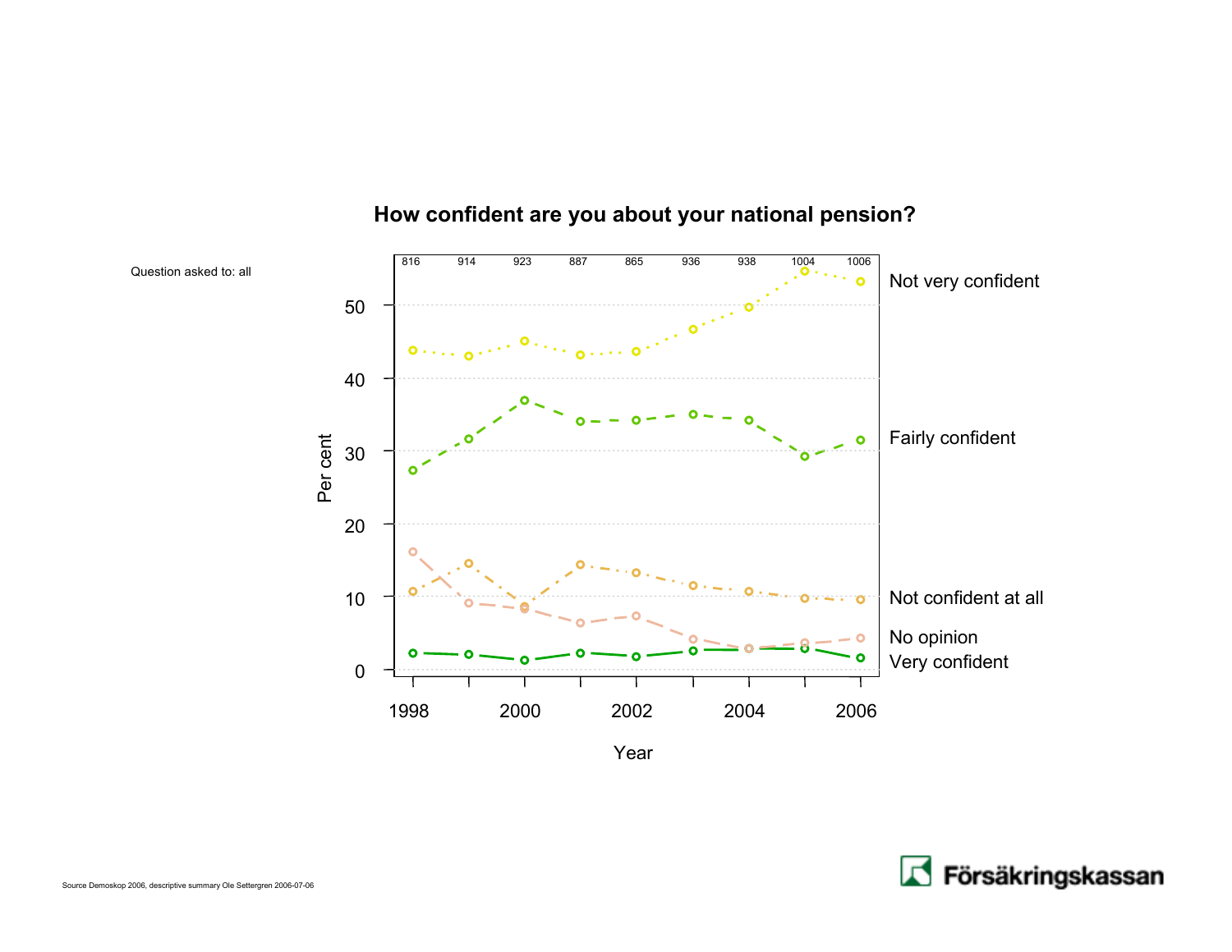## How confident are you about your national pension?

Question asked to: all

| Year | 1998 | 1999 | 2000 | 2001 | 2002 | 2003 | 2004 | 2005 | 2006 |
|---|---|---|---|---|---|---|---|---|---|
| n | 816 | 914 | 923 | 887 | 865 | 936 | 938 | 1004 | 1006 |

Per cent

Not very confident

Fairly confident

Not confident at all

No opinion

Very confident

Year

Source Demoskop 2006, descriptive summary Ole Settergren 2006-07-06

Försäkringskassan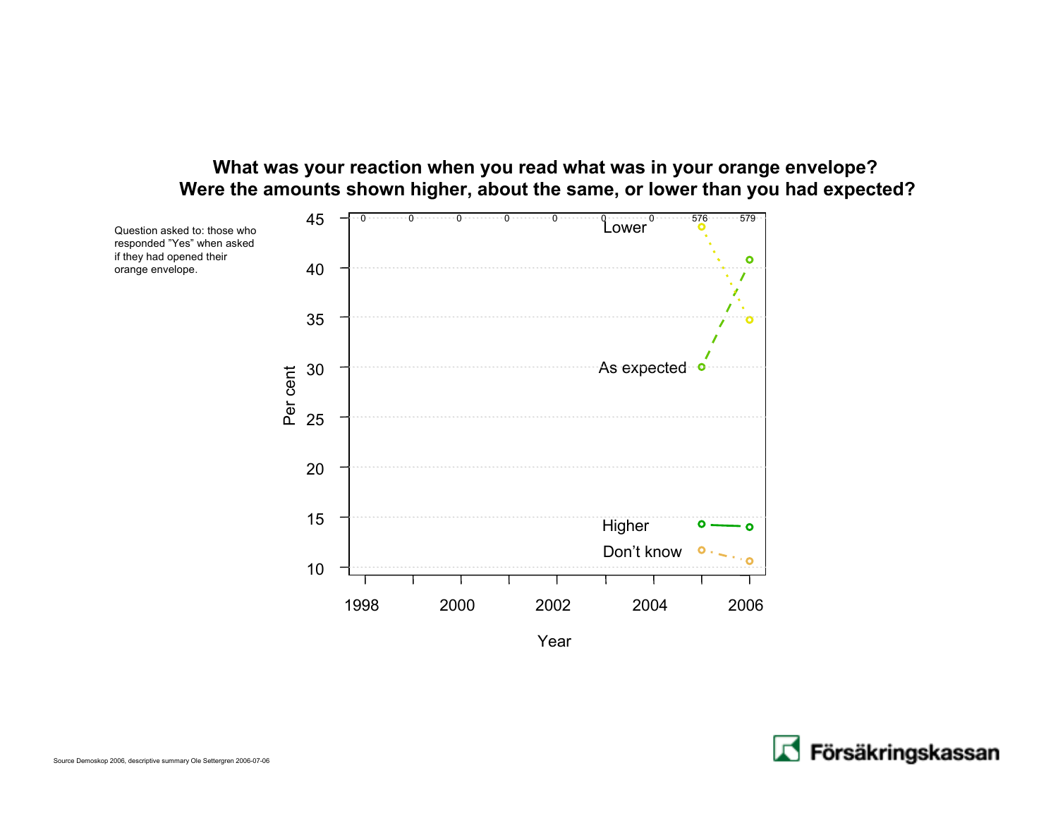## What was your reaction when you read what was in your orange envelope? Were the amounts shown higher, about the same, or lower than you had expected?

Question asked to: those who responded "Yes" when asked if they had opened their orange envelope.

| Year | 1998 | 1999 | 2000 | 2001 | 2002 | 2003 | 2004 | 2005 | 2006 |
|---|---|---|---|---|---|---|---|---|---|
| n | 0 | 0 | 0 | 0 | 0 | 0 | 0 | 576 | 579 |

Per cent

- Lower
- As expected
- Higher
- Don't know

Year

Source Demoskop 2006, descriptive summary Ole Settergren 2006-07-06

Försäkringskassan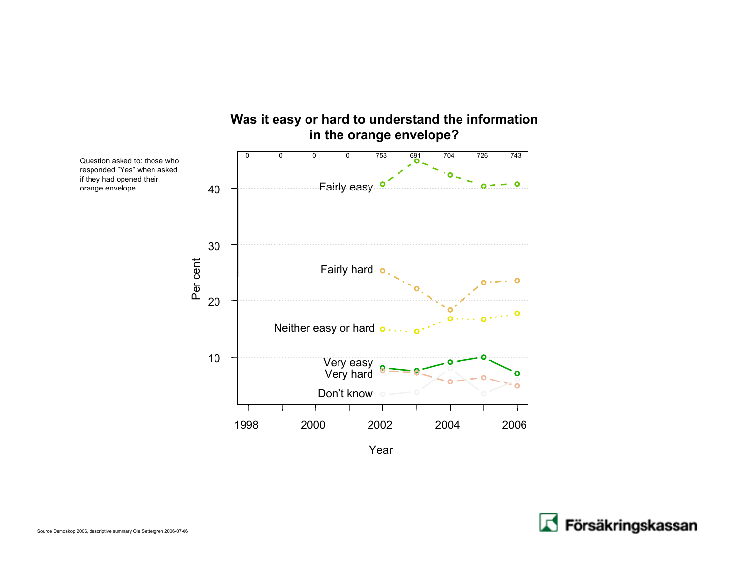Question asked to: those who responded "Yes" when asked if they had opened their orange envelope.

## Was it easy or hard to understand the information in the orange envelope?

| | 1998 | 1999 | 2000 | 2001 | 2002 | 2003 | 2004 | 2005 | 2006 |
|---|---|---|---|---|---|---|---|---|---|
| n | 0 | 0 | 0 | 0 | 753 | 691 | 704 | 726 | 743 |

Fairly easy

Fairly hard

Neither easy or hard

Very easy

Very hard

Don't know

Per cent

Year

Source Demoskop 2006, descriptive summary Ole Settergren 2006-07-06

Försäkringskassan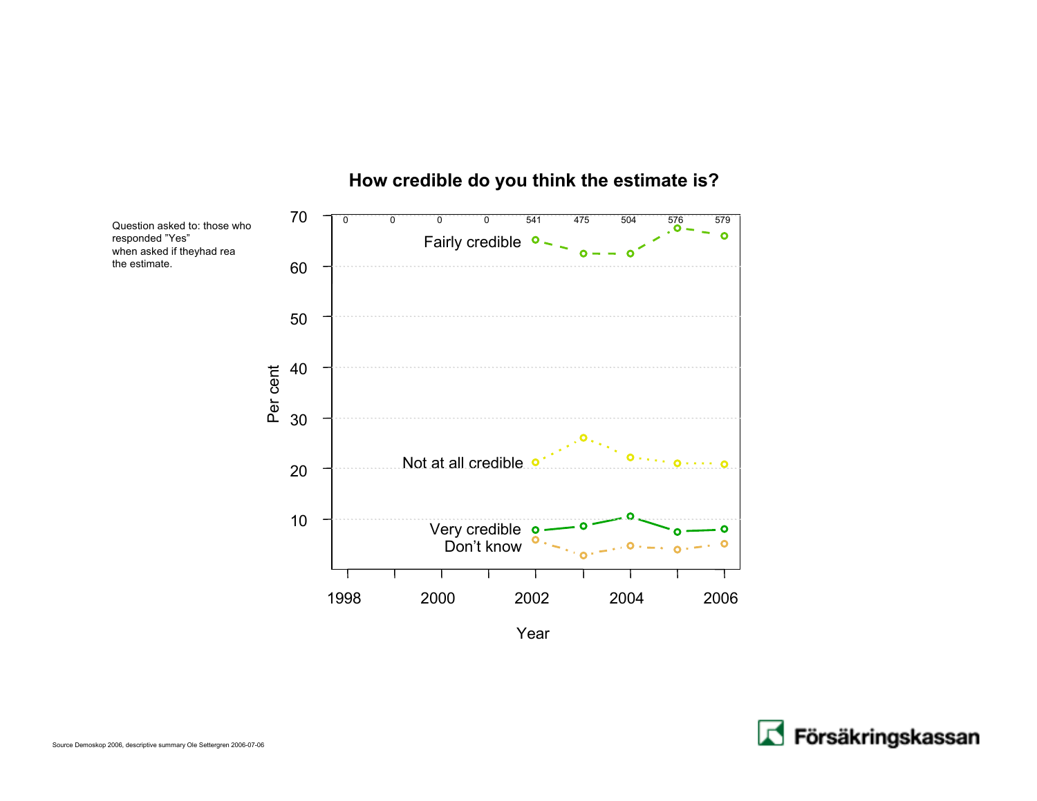## How credible do you think the estimate is?

Question asked to: those who responded "Yes" when asked if theyhad rea the estimate.

| Year | 1998 | 1999 | 2000 | 2001 | 2002 | 2003 | 2004 | 2005 | 2006 |
|---|---|---|---|---|---|---|---|---|---|
| n | 0 | 0 | 0 | 0 | 541 | 475 | 504 | 576 | 579 |

Per cent

Fairly credible

Not at all credible

Very credible

Don't know

Year

Source Demoskop 2006, descriptive summary Ole Settergren 2006-07-06

Försäkringskassan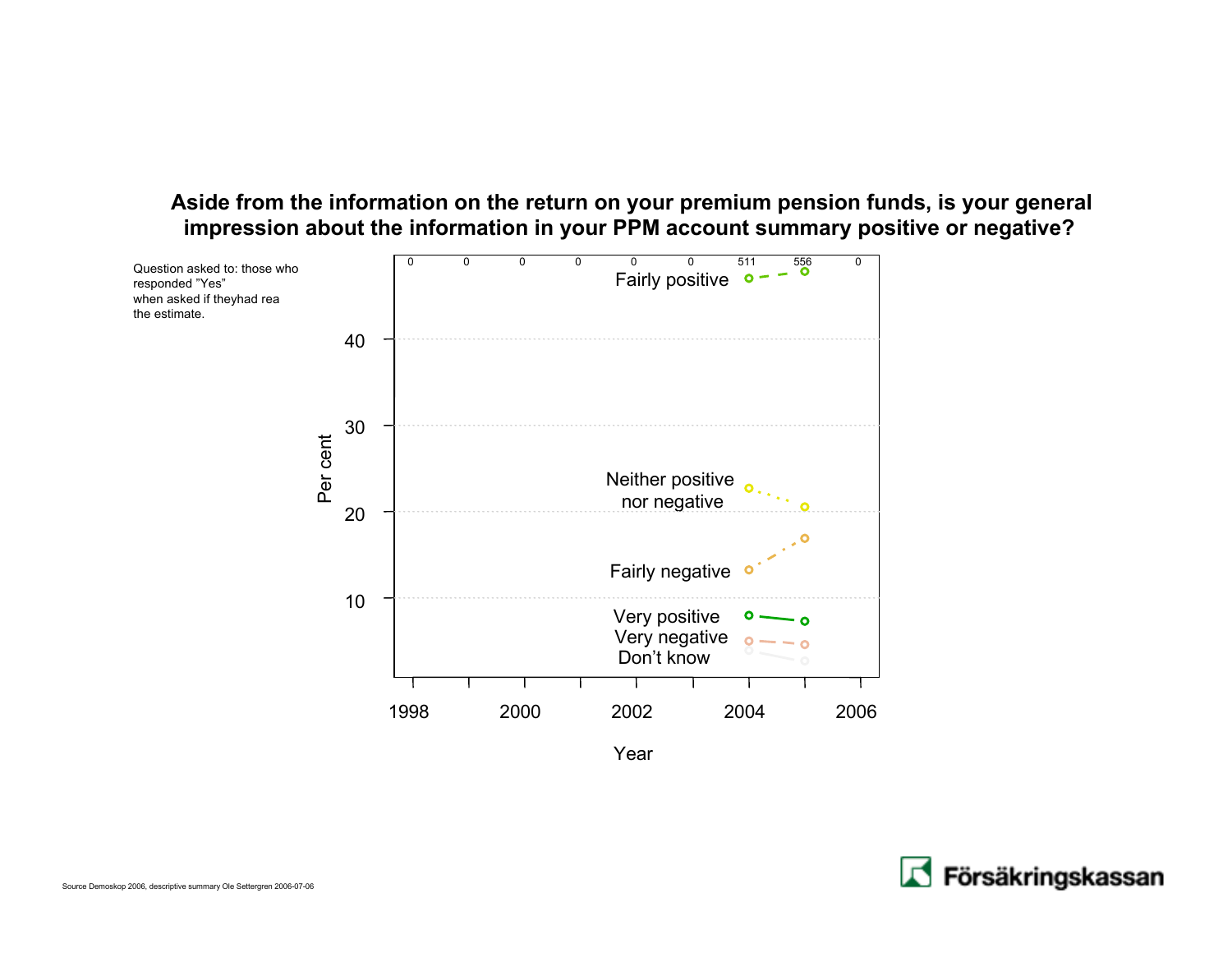## Aside from the information on the return on your premium pension funds, is your general impression about the information in your PPM account summary positive or negative?

Question asked to: those who responded "Yes" when asked if theyhad rea the estimate.

| 0 | 0 | 0 | 0 | 0 | 0 | 511 | 556 | 0 |
|---|---|---|---|---|---|---|---|---|

Fairly positive

Neither positive nor negative

Fairly negative

Very positive

Very negative

Don't know

Per cent

Year

Source Demoskop 2006, descriptive summary Ole Settergren 2006-07-06

Försäkringskassan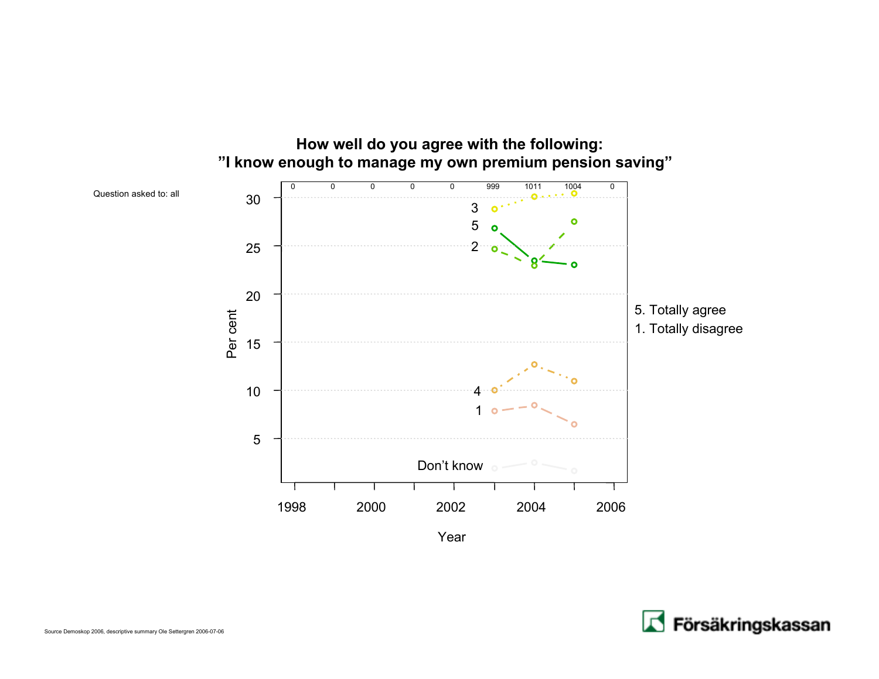## How well do you agree with the following: "I know enough to manage my own premium pension saving"

Question asked to: all

| | 1998 | 1999 | 2000 | 2001 | 2002 | 2003 | 2004 | 2005 | 2006 |
|---|---|---|---|---|---|---|---|---|---|
| n | 0 | 0 | 0 | 0 | 0 | 999 | 1011 | 1004 | 0 |

Per cent

Year

5. Totally agree
1. Totally disagree

Source Demoskop 2006, descriptive summary Ole Settergren 2006-07-06

Försäkringskassan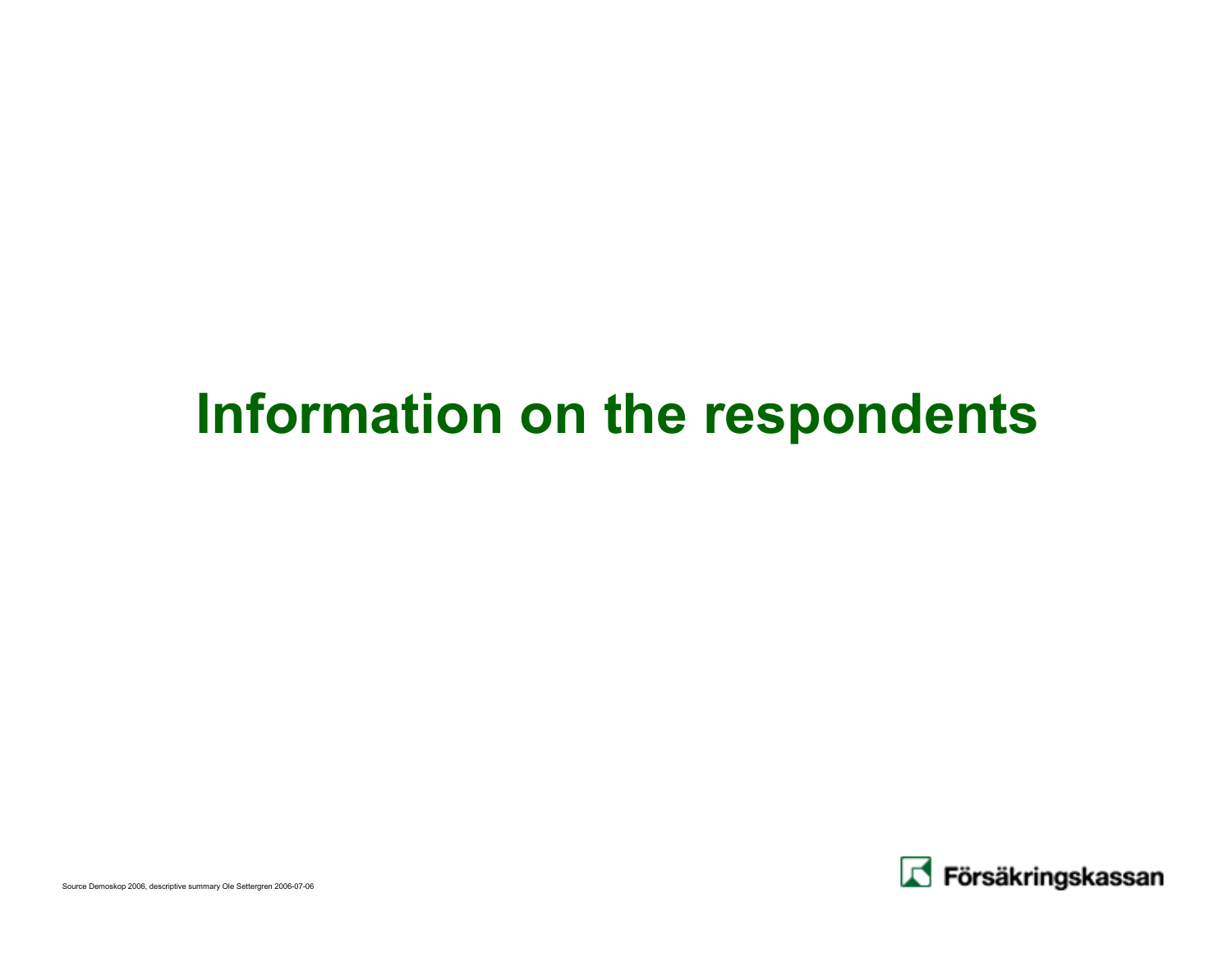# Information on the respondents

Source Demoskop 2006, descriptive summary Ole Settergren 2006-07-06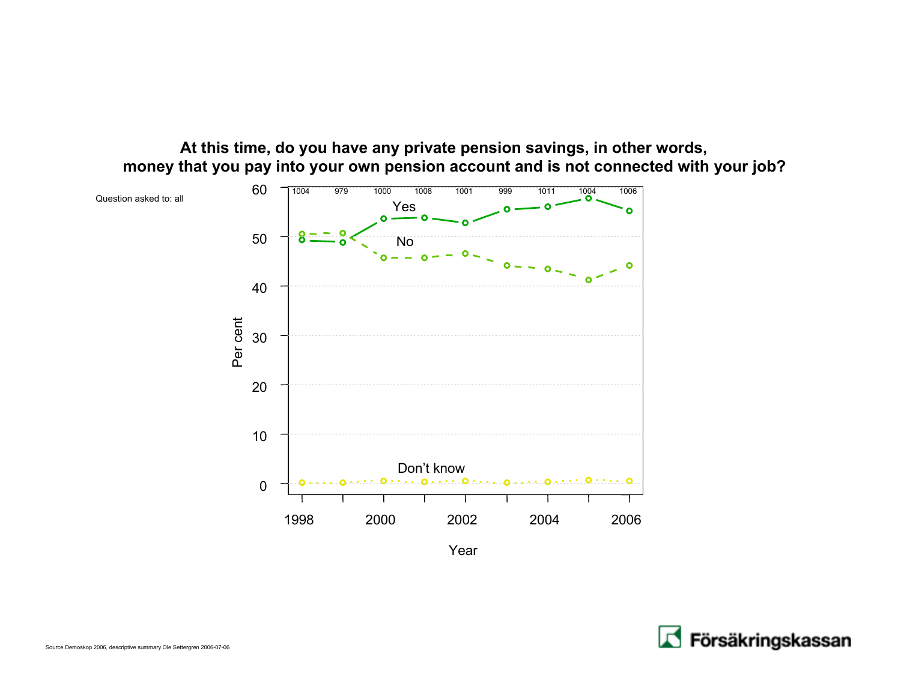## At this time, do you have any private pension savings, in other words, money that you pay into your own pension account and is not connected with your job?

Question asked to: all

| Year | 1998 | 1999 | 2000 | 2001 | 2002 | 2003 | 2004 | 2005 | 2006 |
|---|---|---|---|---|---|---|---|---|---|
| n | 1004 | 979 | 1000 | 1008 | 1001 | 999 | 1011 | 1004 | 1006 |

Per cent

Yes

No

Don't know

Year

Source Demoskop 2006, descriptive summary Ole Settergren 2006-07-06

Försäkringskassan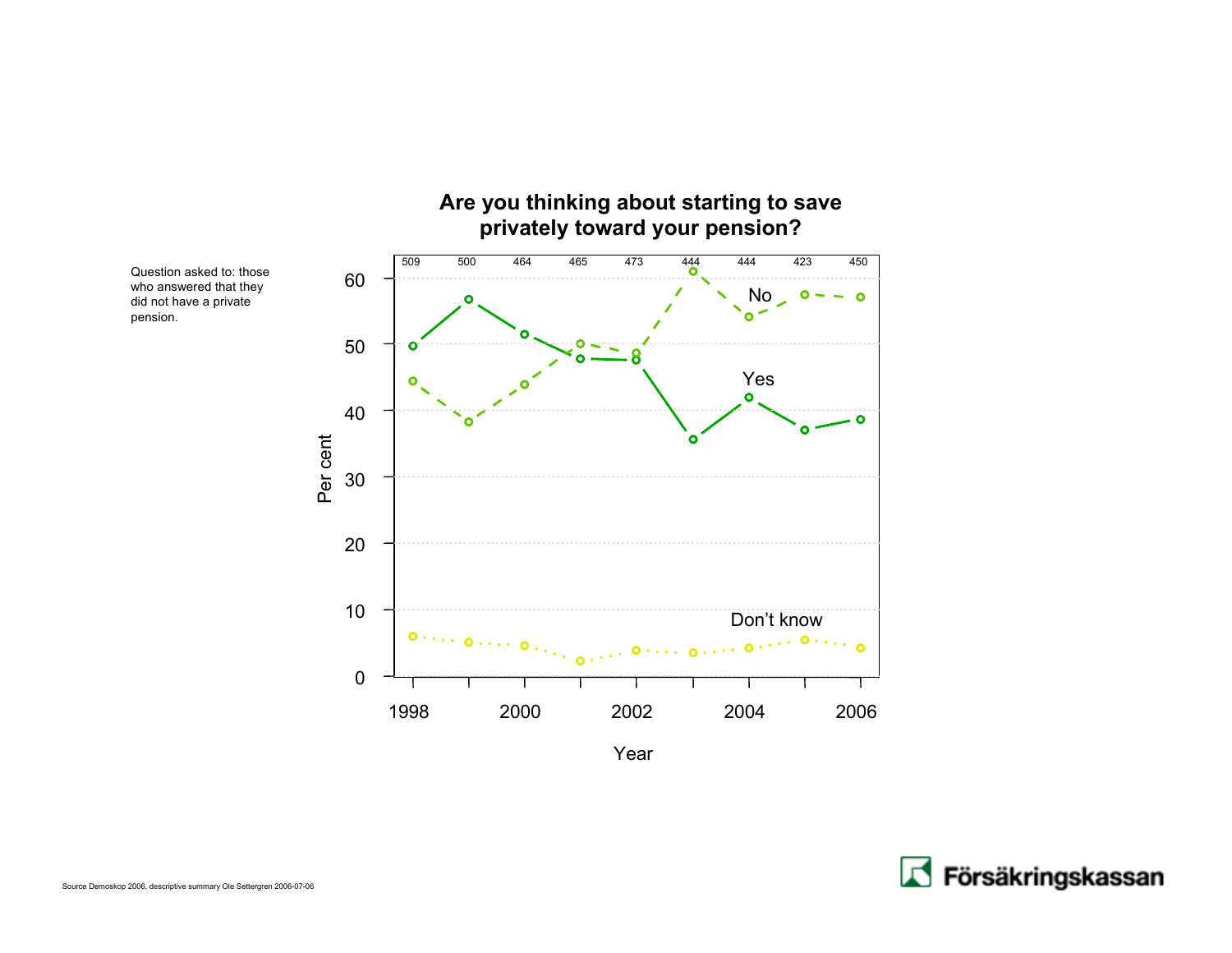# Are you thinking about starting to save privately toward your pension?

Question asked to: those who answered that they did not have a private pension.

| Year | 1998 | 1999 | 2000 | 2001 | 2002 | 2003 | 2004 | 2005 | 2006 |
|---|---|---|---|---|---|---|---|---|---|
| n | 509 | 500 | 464 | 465 | 473 | 444 | 444 | 423 | 450 |

Source Demoskop 2006, descriptive summary Ole Settergren 2006-07-06

Försäkringskassan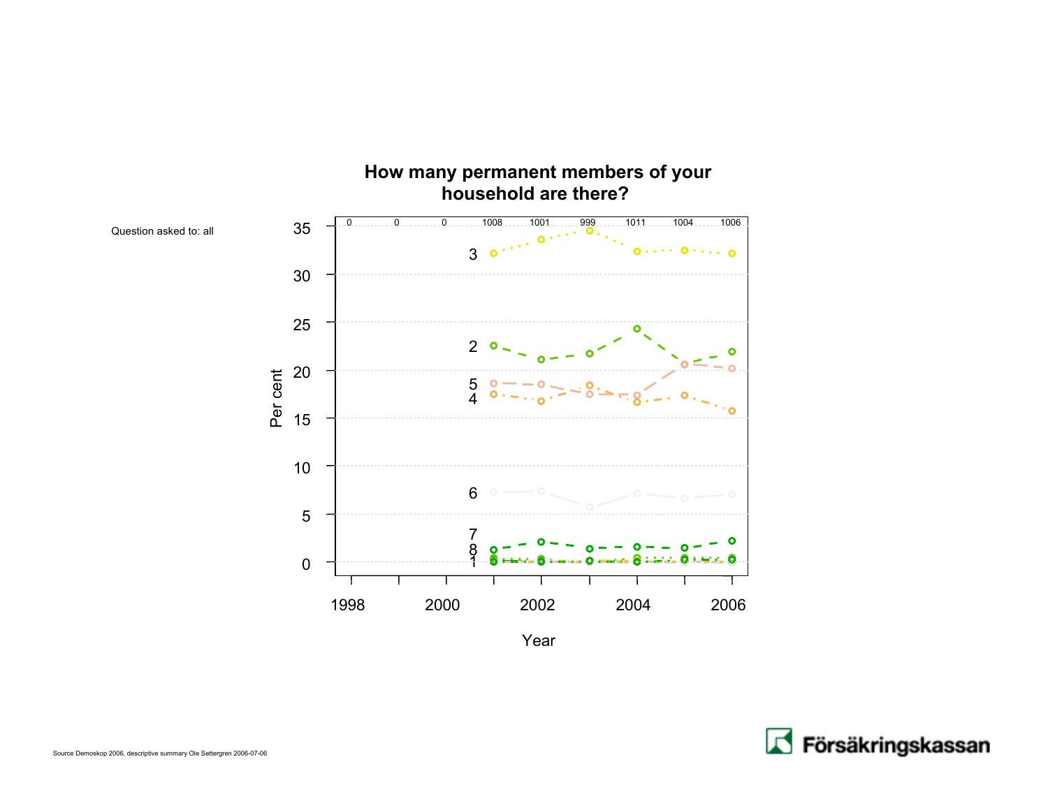## How many permanent members of your household are there?

Question asked to: all

| | 1998 | 1999 | 2000 | 2001 | 2002 | 2003 | 2004 | 2005 | 2006 |
|---|---|---|---|---|---|---|---|---|---|
| n | 0 | 0 | 0 | 1008 | 1001 | 999 | 1011 | 1004 | 1006 |

Per cent

Year

Source Demoskop 2006, descriptive summary Ole Settergren 2006-07-06

Försäkringskassan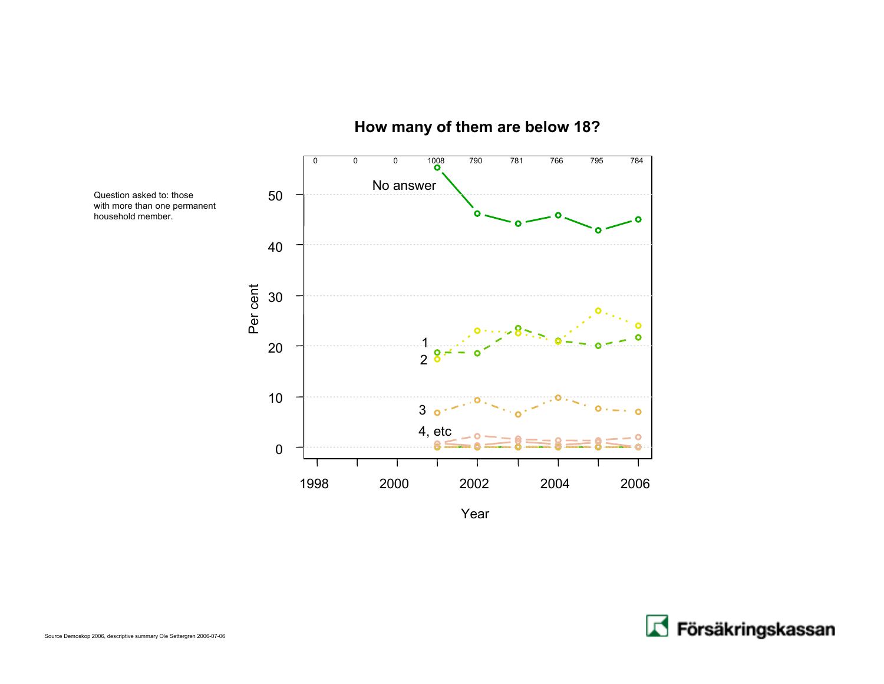# How many of them are below 18?

Question asked to: those with more than one permanent household member.

| 0 | 0 | 0 | 1008 | 790 | 781 | 766 | 795 | 784 |
|---|---|---|---|---|---|---|---|---|

Per cent

No answer

1

2

3

4, etc

Year

Source Demoskop 2006, descriptive summary Ole Settergren 2006-07-06

Försäkringskassan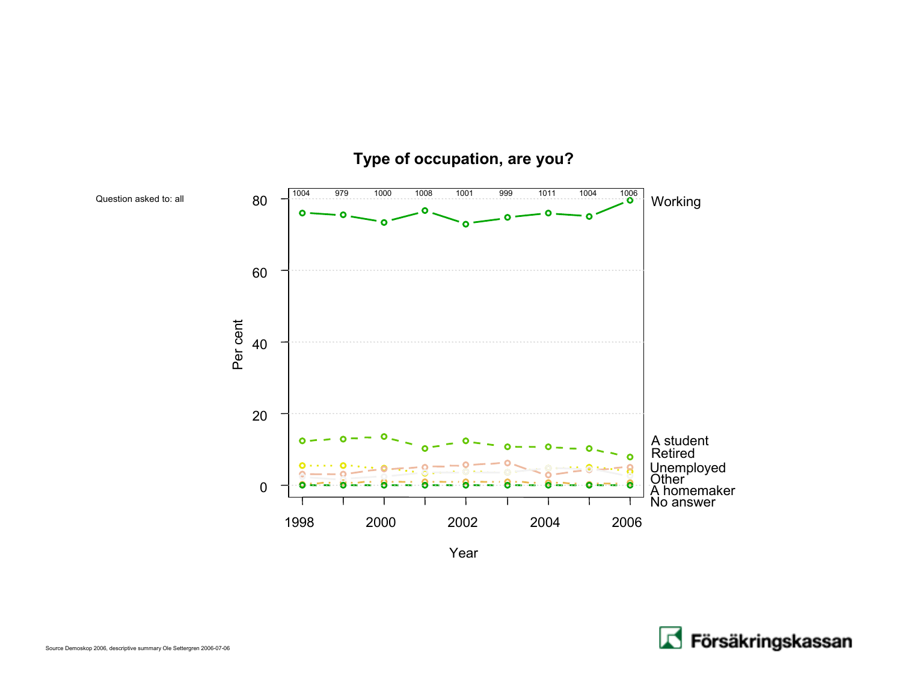# Type of occupation, are you?

Question asked to: all

| Year | 1998 | 1999 | 2000 | 2001 | 2002 | 2003 | 2004 | 2005 | 2006 |
|---|---|---|---|---|---|---|---|---|---|
| n | 1004 | 979 | 1000 | 1008 | 1001 | 999 | 1011 | 1004 | 1006 |

Per cent

Working

A student

Retired

Unemployed

Other

A homemaker

No answer

Year

Source Demoskop 2006, descriptive summary Ole Settergren 2006-07-06

Försäkringskassan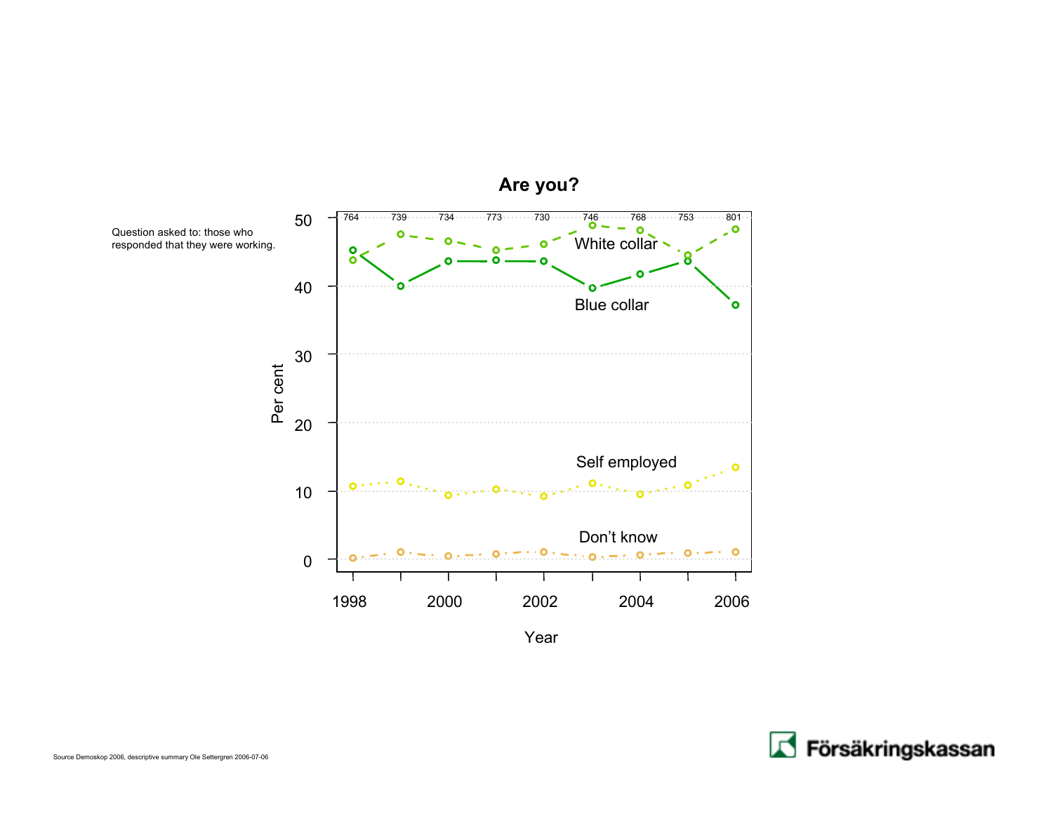## Are you?

Question asked to: those who responded that they were working.

Per cent

| | 1998 | 1999 | 2000 | 2001 | 2002 | 2003 | 2004 | 2005 | 2006 |
|---|---|---|---|---|---|---|---|---|---|
| n | 764 | 739 | 734 | 773 | 730 | 746 | 768 | 753 | 801 |

White collar

Blue collar

Self employed

Don't know

Year

Source Demoskop 2006, descriptive summary Ole Settergren 2006-07-06

Försäkringskassan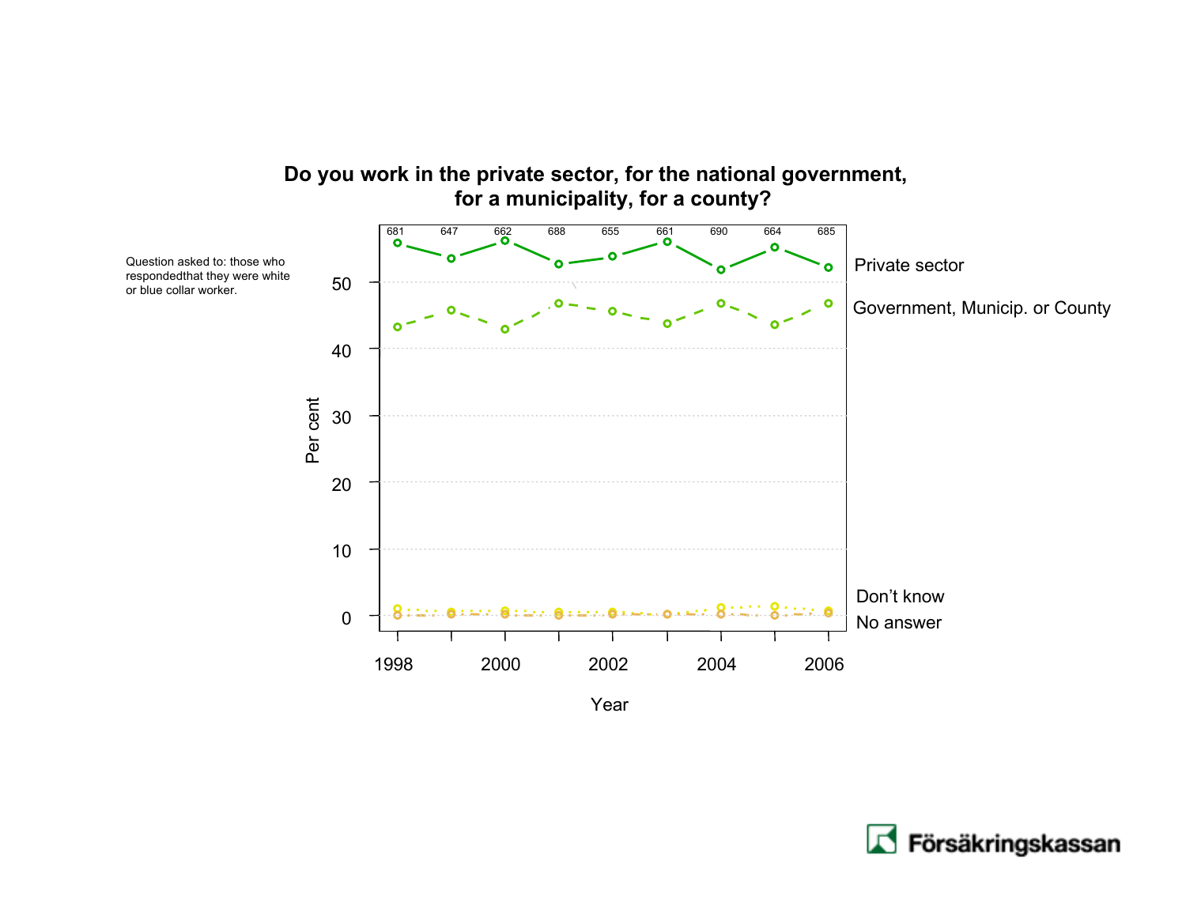## Do you work in the private sector, for the national government, for a municipality, for a county?

Question asked to: those who respondedthat they were white or blue collar worker.

| 681 | 647 | 662 | 688 | 655 | 661 | 690 | 664 | 685 |
|---|---|---|---|---|---|---|---|---|

Per cent

Year

Private sector

Government, Municip. or County

Don't know

No answer

Försäkringskassan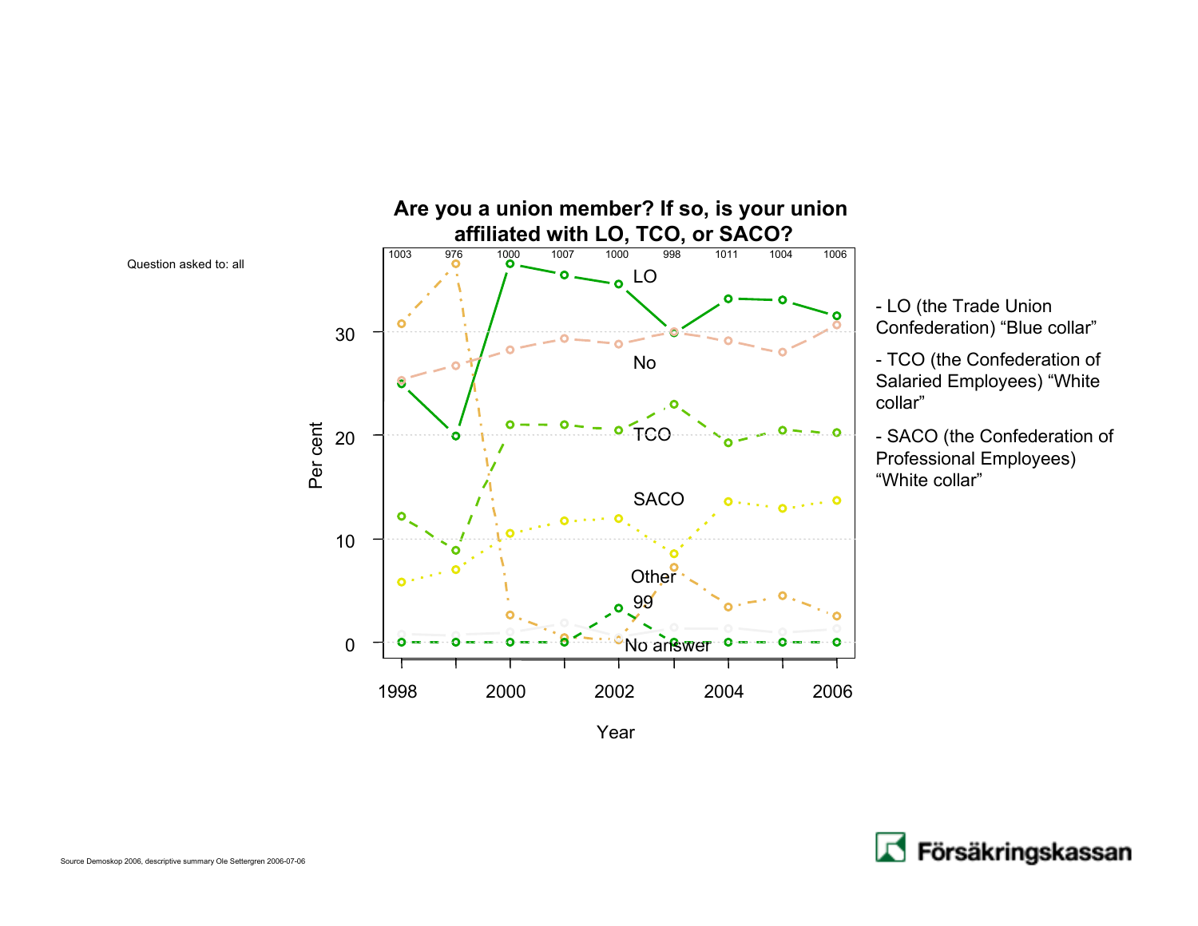Question asked to: all

## Are you a union member? If so, is your union affiliated with LO, TCO, or SACO?

| | 1998 | 1999 | 2000 | 2001 | 2002 | 2003 | 2004 | 2005 | 2006 |
|---|---|---|---|---|---|---|---|---|---|
| n | 1003 | 976 | 1000 | 1007 | 1000 | 998 | 1011 | 1004 | 1006 |

Per cent

Year

LO, No, TCO, SACO, Other, 99, No answer

- LO (the Trade Union Confederation) “Blue collar”
- TCO (the Confederation of Salaried Employees) “White collar”
- SACO (the Confederation of Professional Employees) “White collar”

Source Demoskop 2006, descriptive summary Ole Settergren 2006-07-06

Försäkringskassan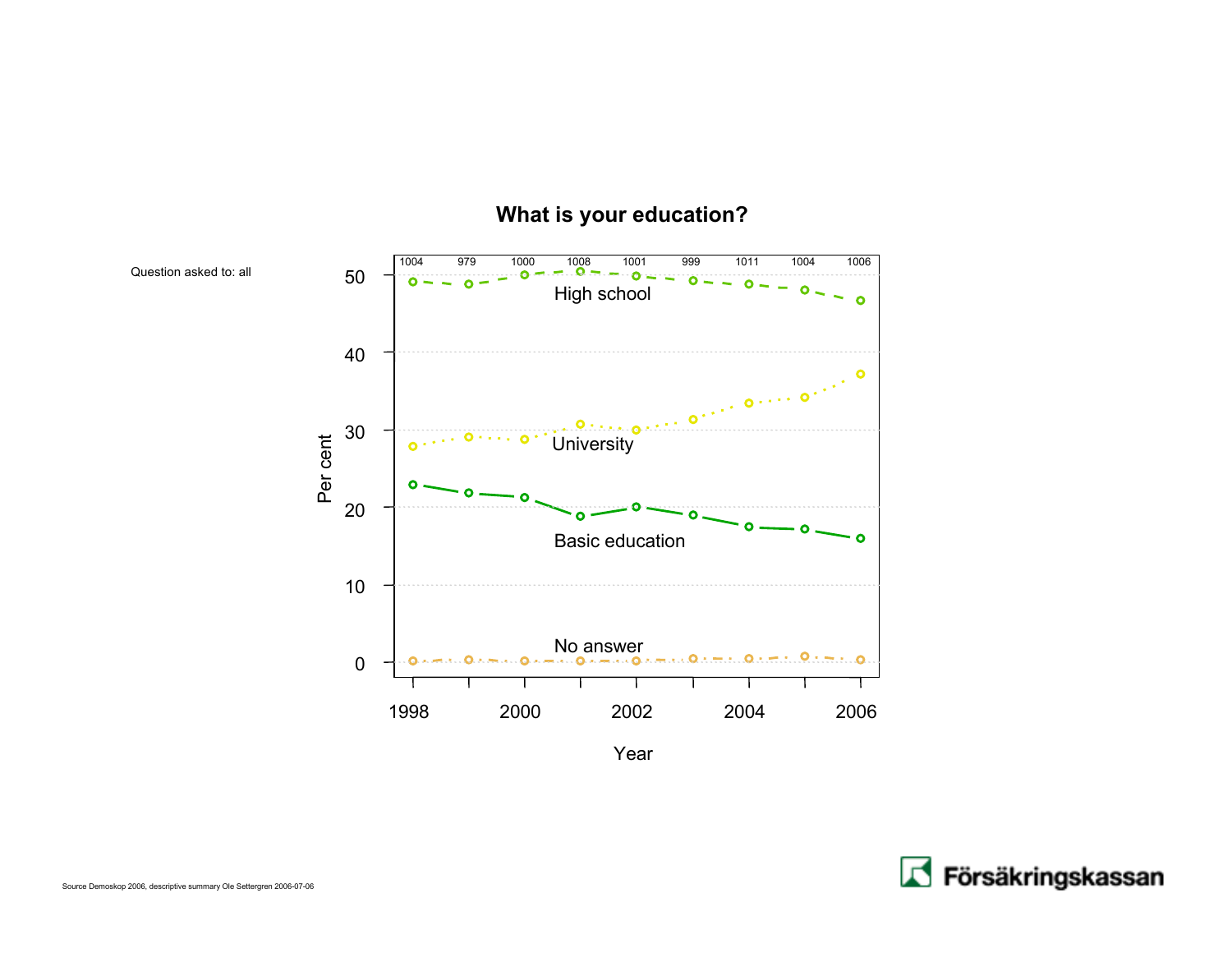## What is your education?

Question asked to: all

| | 1998 | 1999 | 2000 | 2001 | 2002 | 2003 | 2004 | 2005 | 2006 |
|---|---|---|---|---|---|---|---|---|---|
| n | 1004 | 979 | 1000 | 1008 | 1001 | 999 | 1011 | 1004 | 1006 |

Per cent (0–50) by Year (1998–2006): High school, University, Basic education, No answer

Source Demoskop 2006, descriptive summary Ole Settergren 2006-07-06

Försäkringskassan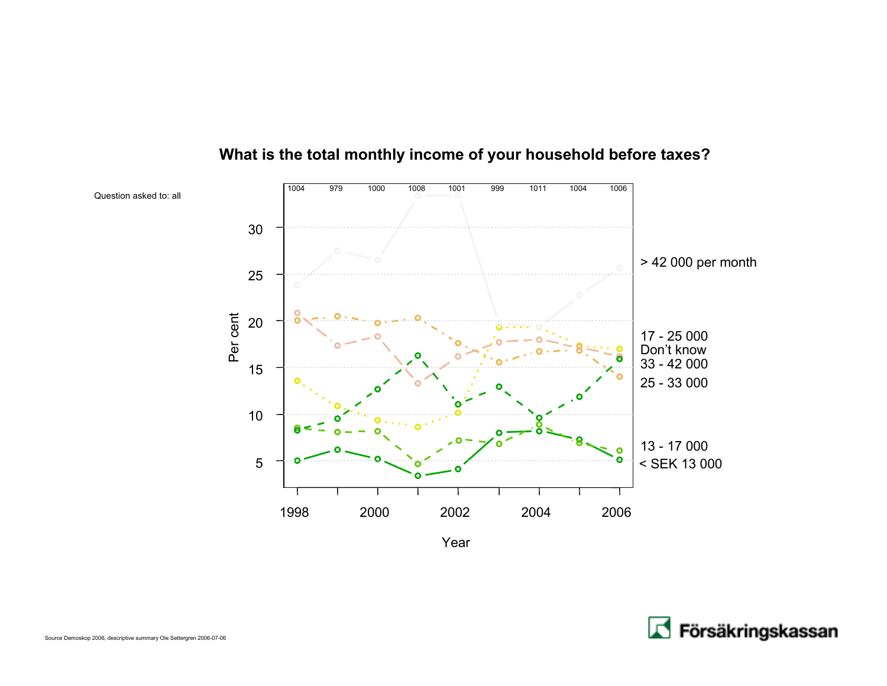## What is the total monthly income of your household before taxes?

Question asked to: all

| | 1998 | 1999 | 2000 | 2001 | 2002 | 2003 | 2004 | 2005 | 2006 |
|---|---|---|---|---|---|---|---|---|---|
| n | 1004 | 979 | 1000 | 1008 | 1001 | 999 | 1011 | 1004 | 1006 |

Per cent

> 42 000 per month
17 - 25 000
Don't know
33 - 42 000
25 - 33 000
13 - 17 000
< SEK 13 000

Year

Source Demoskop 2006, descriptive summary Ole Settergren 2006-07-06

Försäkringskassan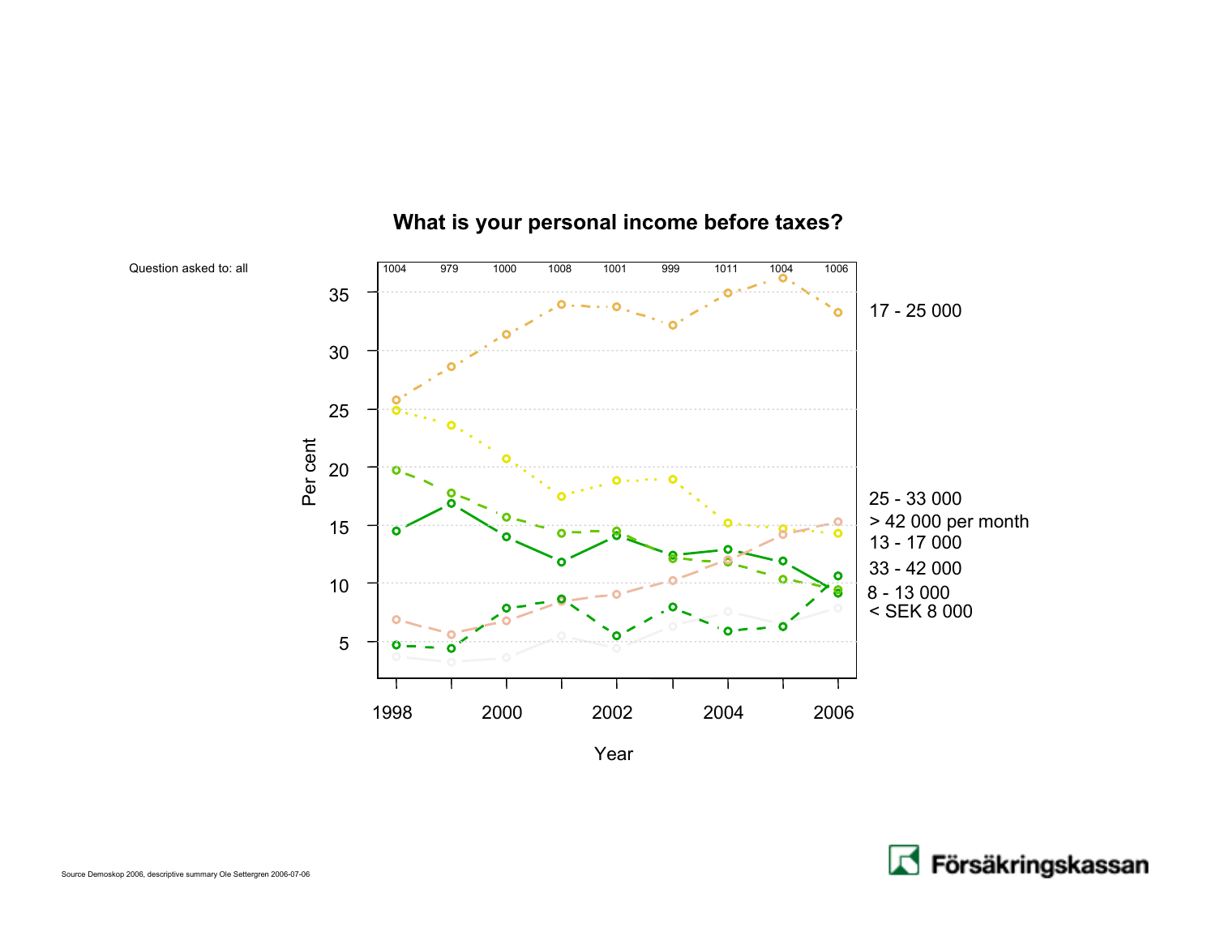# What is your personal income before taxes?

Question asked to: all

| | 1998 | 1999 | 2000 | 2001 | 2002 | 2003 | 2004 | 2005 | 2006 |
|---|---|---|---|---|---|---|---|---|---|
| n | 1004 | 979 | 1000 | 1008 | 1001 | 999 | 1011 | 1004 | 1006 |

Legend: 17 - 25 000; 25 - 33 000; > 42 000 per month; 13 - 17 000; 33 - 42 000; 8 - 13 000; < SEK 8 000

Per cent

Year

Source Demoskop 2006, descriptive summary Ole Settergren 2006-07-06

Försäkringskassan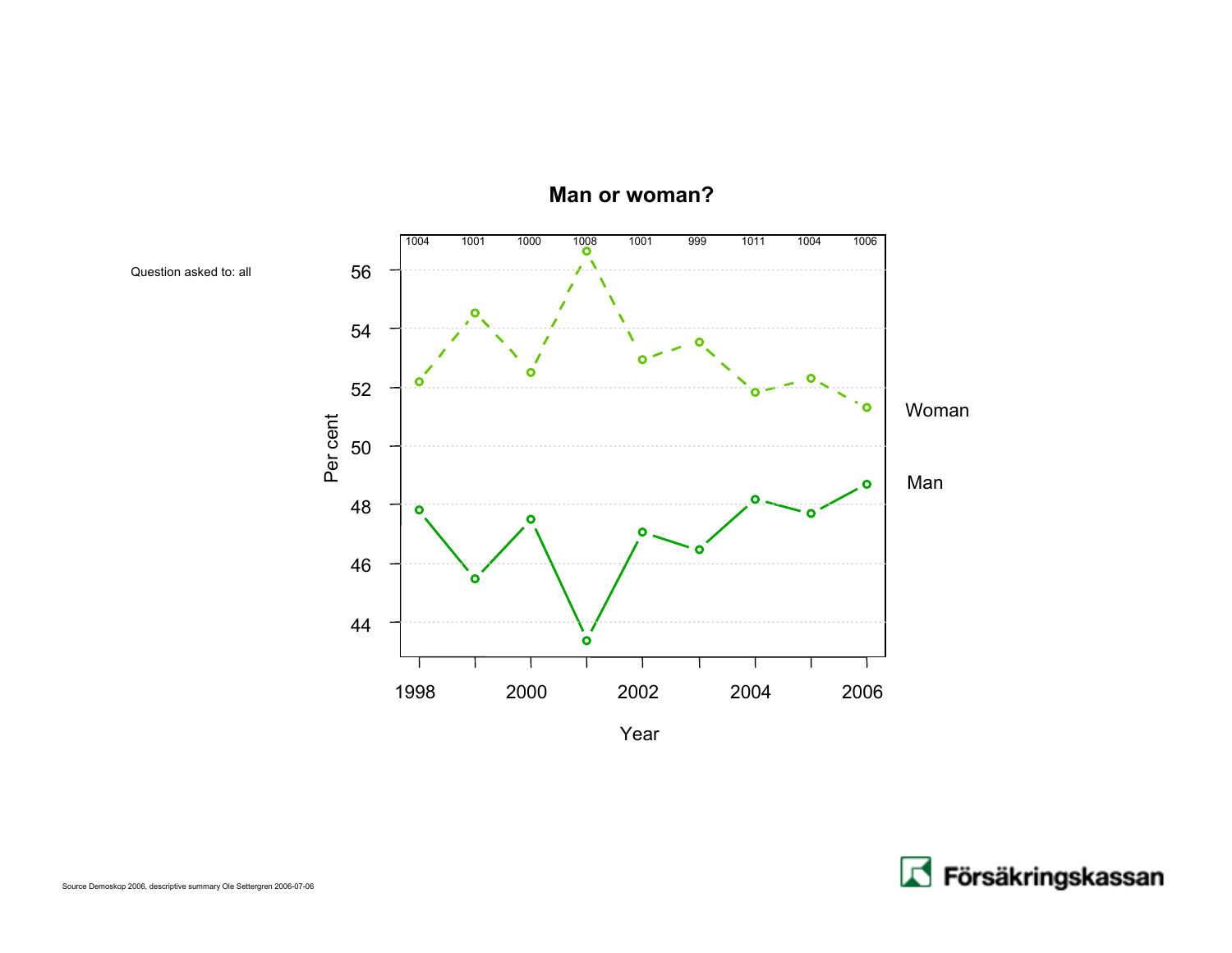# Man or woman?

Question asked to: all

1004 1001 1000 1008 1001 999 1011 1004 1006

56
54
52
50
48
46
44

Per cent

Woman

Man

1998 2000 2002 2004 2006

Year

Source Demoskop 2006, descriptive summary Ole Settergren 2006-07-06

Försäkringskassan